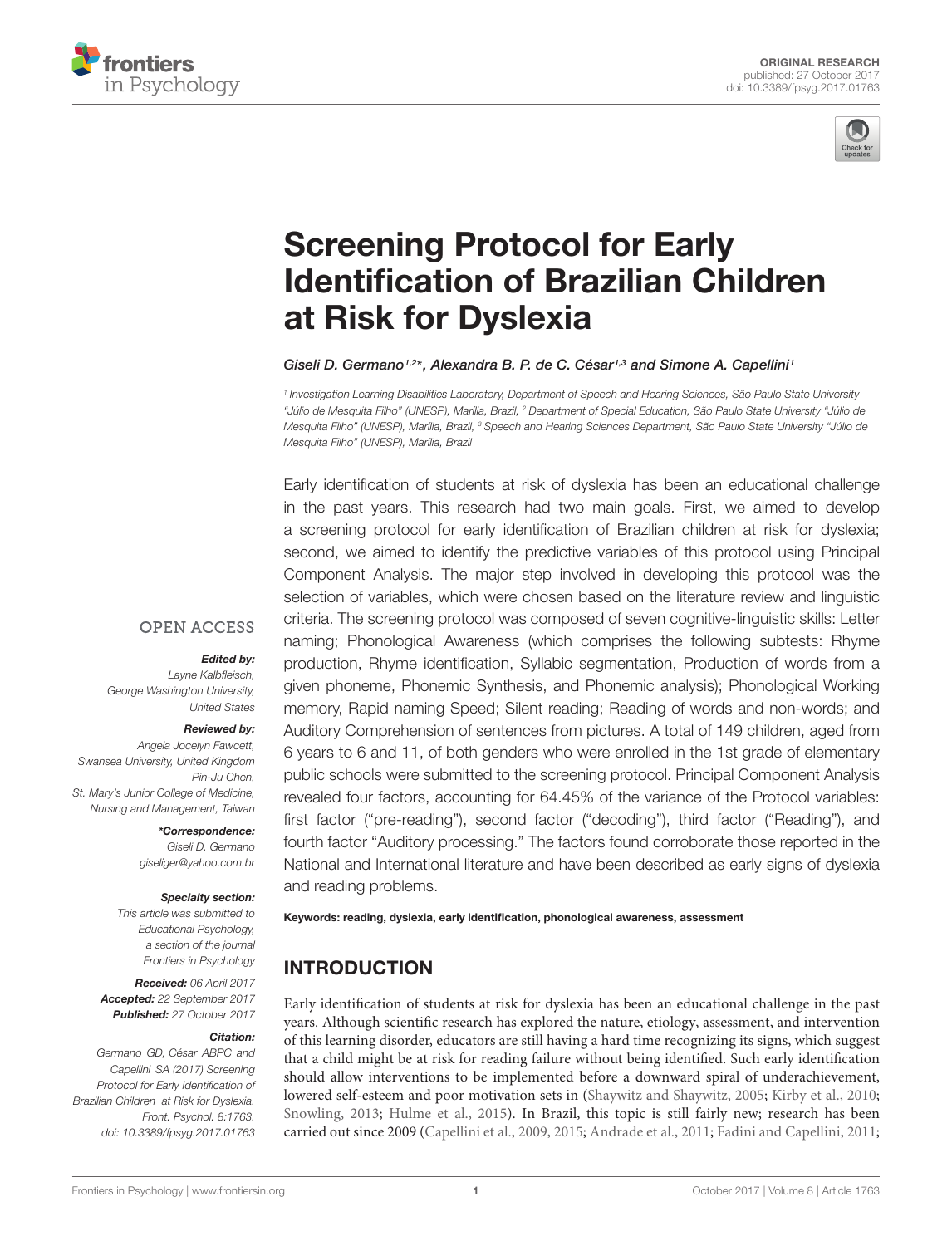ORIGINAL RESEARCH
published: 27 October 2017
doi: 10.3389/fpsyg.2017.01763

# Screening Protocol for Early Identification of Brazilian Children at Risk for Dyslexia

*Giseli D. Germano[1,2]\*, Alexandra B. P. de C. César[1,3] and Simone A. Capellini[1]*

[1] Investigation Learning Disabilities Laboratory, Department of Speech and Hearing Sciences, São Paulo State University "Júlio de Mesquita Filho" (UNESP), Marília, Brazil, [2] Department of Special Education, São Paulo State University "Júlio de Mesquita Filho" (UNESP), Marília, Brazil, [3] Speech and Hearing Sciences Department, São Paulo State University "Júlio de Mesquita Filho" (UNESP), Marilia, Brazil

Early identification of students at risk of dyslexia has been an educational challenge in the past years. This research had two main goals. First, we aimed to develop a screening protocol for early identification of Brazilian children at risk for dyslexia; second, we aimed to identify the predictive variables of this protocol using Principal Component Analysis. The major step involved in developing this protocol was the selection of variables, which were chosen based on the literature review and linguistic criteria. The screening protocol was composed of seven cognitive-linguistic skills: Letter naming; Phonological Awareness (which comprises the following subtests: Rhyme production, Rhyme identification, Syllabic segmentation, Production of words from a given phoneme, Phonemic Synthesis, and Phonemic analysis); Phonological Working memory, Rapid naming Speed; Silent reading; Reading of words and non-words; and Auditory Comprehension of sentences from pictures. A total of 149 children, aged from 6 years to 6 and 11, of both genders who were enrolled in the 1st grade of elementary public schools were submitted to the screening protocol. Principal Component Analysis revealed four factors, accounting for 64.45% of the variance of the Protocol variables: first factor ("pre-reading"), second factor ("decoding"), third factor ("Reading"), and fourth factor "Auditory processing." The factors found corroborate those reported in the National and International literature and have been described as early signs of dyslexia and reading problems.

**Keywords: reading, dyslexia, early identification, phonological awareness, assessment**

OPEN ACCESS

***Edited by:***
Layne Kalbfleisch,
George Washington University,
United States

***Reviewed by:***
Angela Jocelyn Fawcett,
Swansea University, United Kingdom
Pin-Ju Chen,
St. Mary's Junior College of Medicine,
Nursing and Management, Taiwan

***\*Correspondence:***
Giseli D. Germano
giseliger@yahoo.com.br

***Specialty section:***
This article was submitted to
Educational Psychology,
a section of the journal
Frontiers in Psychology

***Received:*** 06 April 2017
***Accepted:*** 22 September 2017
***Published:*** 27 October 2017

***Citation:***
Germano GD, César ABPC and Capellini SA (2017) Screening Protocol for Early Identification of Brazilian Children at Risk for Dyslexia. Front. Psychol. 8:1763. doi: 10.3389/fpsyg.2017.01763

## INTRODUCTION

Early identification of students at risk for dyslexia has been an educational challenge in the past years. Although scientific research has explored the nature, etiology, assessment, and intervention of this learning disorder, educators are still having a hard time recognizing its signs, which suggest that a child might be at risk for reading failure without being identified. Such early identification should allow interventions to be implemented before a downward spiral of underachievement, lowered self-esteem and poor motivation sets in (Shaywitz and Shaywitz, 2005; Kirby et al., 2010; Snowling, 2013; Hulme et al., 2015). In Brazil, this topic is still fairly new; research has been carried out since 2009 (Capellini et al., 2009, 2015; Andrade et al., 2011; Fadini and Capellini, 2011;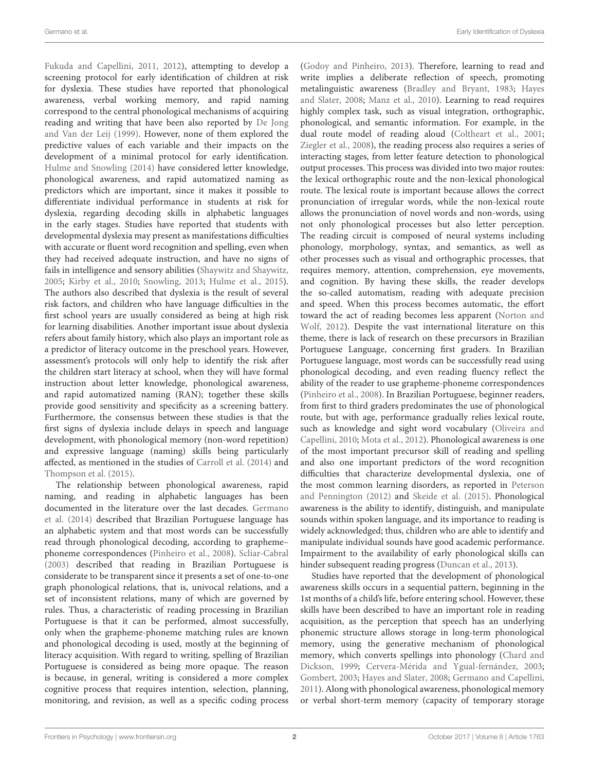Fukuda and Capellini, 2011, 2012), attempting to develop a screening protocol for early identification of children at risk for dyslexia. These studies have reported that phonological awareness, verbal working memory, and rapid naming correspond to the central phonological mechanisms of acquiring reading and writing that have been also reported by De Jong and Van der Leij (1999). However, none of them explored the predictive values of each variable and their impacts on the development of a minimal protocol for early identification. Hulme and Snowling (2014) have considered letter knowledge, phonological awareness, and rapid automatized naming as predictors which are important, since it makes it possible to differentiate individual performance in students at risk for dyslexia, regarding decoding skills in alphabetic languages in the early stages. Studies have reported that students with developmental dyslexia may present as manifestations difficulties with accurate or fluent word recognition and spelling, even when they had received adequate instruction, and have no signs of fails in intelligence and sensory abilities (Shaywitz and Shaywitz, 2005; Kirby et al., 2010; Snowling, 2013; Hulme et al., 2015). The authors also described that dyslexia is the result of several risk factors, and children who have language difficulties in the first school years are usually considered as being at high risk for learning disabilities. Another important issue about dyslexia refers about family history, which also plays an important role as a predictor of literacy outcome in the preschool years. However, assessment's protocols will only help to identify the risk after the children start literacy at school, when they will have formal instruction about letter knowledge, phonological awareness, and rapid automatized naming (RAN); together these skills provide good sensitivity and specificity as a screening battery. Furthermore, the consensus between these studies is that the first signs of dyslexia include delays in speech and language development, with phonological memory (non-word repetition) and expressive language (naming) skills being particularly affected, as mentioned in the studies of Carroll et al. (2014) and Thompson et al. (2015).

The relationship between phonological awareness, rapid naming, and reading in alphabetic languages has been documented in the literature over the last decades. Germano et al. (2014) described that Brazilian Portuguese language has an alphabetic system and that most words can be successfully read through phonological decoding, according to grapheme–phoneme correspondences (Pinheiro et al., 2008). Scliar-Cabral (2003) described that reading in Brazilian Portuguese is considerate to be transparent since it presents a set of one-to-one graph phonological relations, that is, univocal relations, and a set of inconsistent relations, many of which are governed by rules. Thus, a characteristic of reading processing in Brazilian Portuguese is that it can be performed, almost successfully, only when the grapheme-phoneme matching rules are known and phonological decoding is used, mostly at the beginning of literacy acquisition. With regard to writing, spelling of Brazilian Portuguese is considered as being more opaque. The reason is because, in general, writing is considered a more complex cognitive process that requires intention, selection, planning, monitoring, and revision, as well as a specific coding process (Godoy and Pinheiro, 2013). Therefore, learning to read and write implies a deliberate reflection of speech, promoting metalinguistic awareness (Bradley and Bryant, 1983; Hayes and Slater, 2008; Manz et al., 2010). Learning to read requires highly complex task, such as visual integration, orthographic, phonological, and semantic information. For example, in the dual route model of reading aloud (Coltheart et al., 2001; Ziegler et al., 2008), the reading process also requires a series of interacting stages, from letter feature detection to phonological output processes. This process was divided into two major routes: the lexical orthographic route and the non-lexical phonological route. The lexical route is important because allows the correct pronunciation of irregular words, while the non-lexical route allows the pronunciation of novel words and non-words, using not only phonological processes but also letter perception. The reading circuit is composed of neural systems including phonology, morphology, syntax, and semantics, as well as other processes such as visual and orthographic processes, that requires memory, attention, comprehension, eye movements, and cognition. By having these skills, the reader develops the so-called automatism, reading with adequate precision and speed. When this process becomes automatic, the effort toward the act of reading becomes less apparent (Norton and Wolf, 2012). Despite the vast international literature on this theme, there is lack of research on these precursors in Brazilian Portuguese Language, concerning first graders. In Brazilian Portuguese language, most words can be successfully read using phonological decoding, and even reading fluency reflect the ability of the reader to use grapheme-phoneme correspondences (Pinheiro et al., 2008). In Brazilian Portuguese, beginner readers, from first to third graders predominates the use of phonological route, but with age, performance gradually relies lexical route, such as knowledge and sight word vocabulary (Oliveira and Capellini, 2010; Mota et al., 2012). Phonological awareness is one of the most important precursor skill of reading and spelling and also one important predictors of the word recognition difficulties that characterize developmental dyslexia, one of the most common learning disorders, as reported in Peterson and Pennington (2012) and Skeide et al. (2015). Phonological awareness is the ability to identify, distinguish, and manipulate sounds within spoken language, and its importance to reading is widely acknowledged; thus, children who are able to identify and manipulate individual sounds have good academic performance. Impairment to the availability of early phonological skills can hinder subsequent reading progress (Duncan et al., 2013).

Studies have reported that the development of phonological awareness skills occurs in a sequential pattern, beginning in the 1st months of a child's life, before entering school. However, these skills have been described to have an important role in reading acquisition, as the perception that speech has an underlying phonemic structure allows storage in long-term phonological memory, using the generative mechanism of phonological memory, which converts spellings into phonology (Chard and Dickson, 1999; Cervera-Mérida and Ygual-fernández, 2003; Gombert, 2003; Hayes and Slater, 2008; Germano and Capellini, 2011). Along with phonological awareness, phonological memory or verbal short-term memory (capacity of temporary storage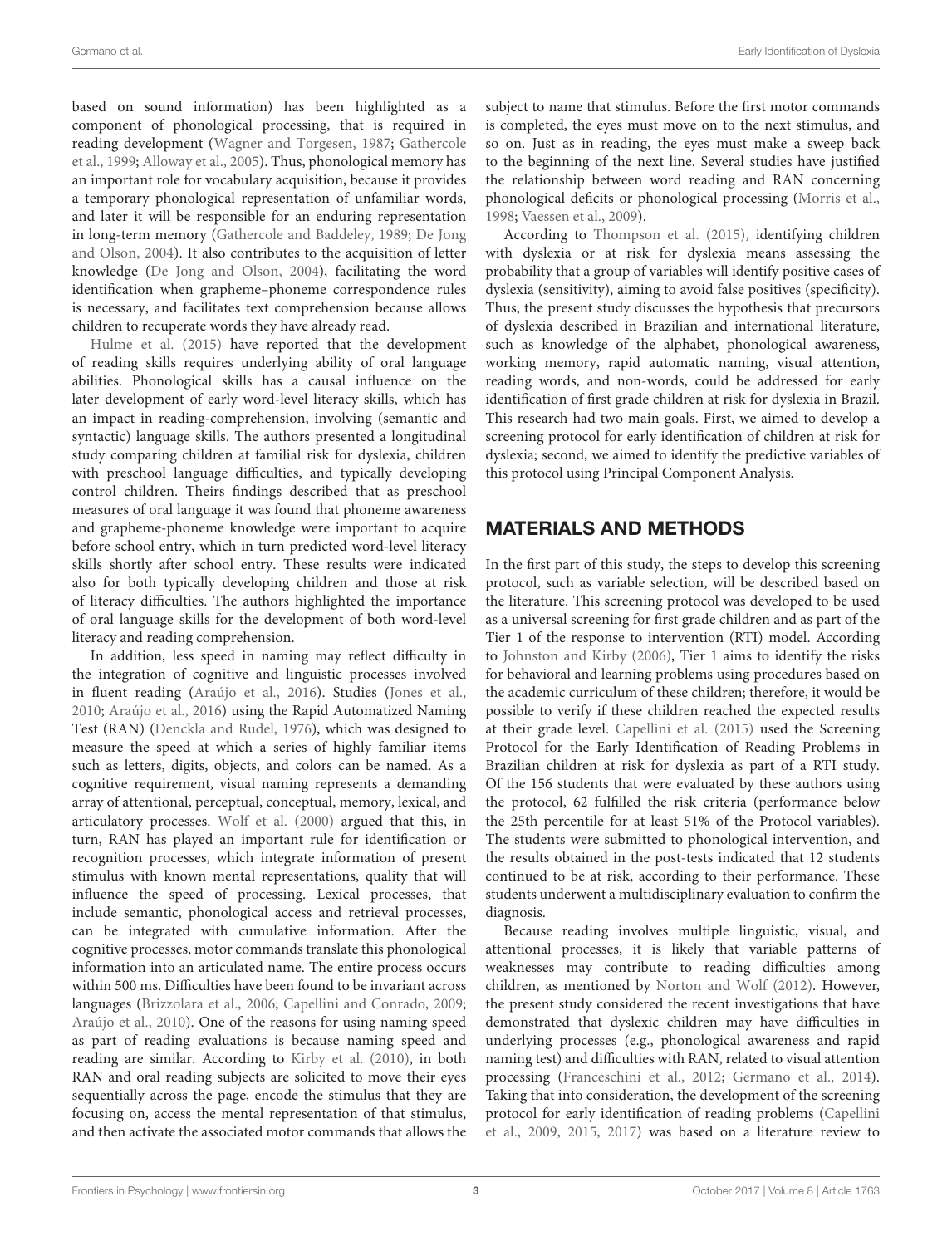based on sound information) has been highlighted as a component of phonological processing, that is required in reading development (Wagner and Torgesen, 1987; Gathercole et al., 1999; Alloway et al., 2005). Thus, phonological memory has an important role for vocabulary acquisition, because it provides a temporary phonological representation of unfamiliar words, and later it will be responsible for an enduring representation in long-term memory (Gathercole and Baddeley, 1989; De Jong and Olson, 2004). It also contributes to the acquisition of letter knowledge (De Jong and Olson, 2004), facilitating the word identification when grapheme–phoneme correspondence rules is necessary, and facilitates text comprehension because allows children to recuperate words they have already read.

Hulme et al. (2015) have reported that the development of reading skills requires underlying ability of oral language abilities. Phonological skills has a causal influence on the later development of early word-level literacy skills, which has an impact in reading-comprehension, involving (semantic and syntactic) language skills. The authors presented a longitudinal study comparing children at familial risk for dyslexia, children with preschool language difficulties, and typically developing control children. Theirs findings described that as preschool measures of oral language it was found that phoneme awareness and grapheme-phoneme knowledge were important to acquire before school entry, which in turn predicted word-level literacy skills shortly after school entry. These results were indicated also for both typically developing children and those at risk of literacy difficulties. The authors highlighted the importance of oral language skills for the development of both word-level literacy and reading comprehension.

In addition, less speed in naming may reflect difficulty in the integration of cognitive and linguistic processes involved in fluent reading (Araújo et al., 2016). Studies (Jones et al., 2010; Araújo et al., 2016) using the Rapid Automatized Naming Test (RAN) (Denckla and Rudel, 1976), which was designed to measure the speed at which a series of highly familiar items such as letters, digits, objects, and colors can be named. As a cognitive requirement, visual naming represents a demanding array of attentional, perceptual, conceptual, memory, lexical, and articulatory processes. Wolf et al. (2000) argued that this, in turn, RAN has played an important rule for identification or recognition processes, which integrate information of present stimulus with known mental representations, quality that will influence the speed of processing. Lexical processes, that include semantic, phonological access and retrieval processes, can be integrated with cumulative information. After the cognitive processes, motor commands translate this phonological information into an articulated name. The entire process occurs within 500 ms. Difficulties have been found to be invariant across languages (Brizzolara et al., 2006; Capellini and Conrado, 2009; Araújo et al., 2010). One of the reasons for using naming speed as part of reading evaluations is because naming speed and reading are similar. According to Kirby et al. (2010), in both RAN and oral reading subjects are solicited to move their eyes sequentially across the page, encode the stimulus that they are focusing on, access the mental representation of that stimulus, and then activate the associated motor commands that allows the subject to name that stimulus. Before the first motor commands is completed, the eyes must move on to the next stimulus, and so on. Just as in reading, the eyes must make a sweep back to the beginning of the next line. Several studies have justified the relationship between word reading and RAN concerning phonological deficits or phonological processing (Morris et al., 1998; Vaessen et al., 2009).

According to Thompson et al. (2015), identifying children with dyslexia or at risk for dyslexia means assessing the probability that a group of variables will identify positive cases of dyslexia (sensitivity), aiming to avoid false positives (specificity). Thus, the present study discusses the hypothesis that precursors of dyslexia described in Brazilian and international literature, such as knowledge of the alphabet, phonological awareness, working memory, rapid automatic naming, visual attention, reading words, and non-words, could be addressed for early identification of first grade children at risk for dyslexia in Brazil. This research had two main goals. First, we aimed to develop a screening protocol for early identification of children at risk for dyslexia; second, we aimed to identify the predictive variables of this protocol using Principal Component Analysis.

## MATERIALS AND METHODS

In the first part of this study, the steps to develop this screening protocol, such as variable selection, will be described based on the literature. This screening protocol was developed to be used as a universal screening for first grade children and as part of the Tier 1 of the response to intervention (RTI) model. According to Johnston and Kirby (2006), Tier 1 aims to identify the risks for behavioral and learning problems using procedures based on the academic curriculum of these children; therefore, it would be possible to verify if these children reached the expected results at their grade level. Capellini et al. (2015) used the Screening Protocol for the Early Identification of Reading Problems in Brazilian children at risk for dyslexia as part of a RTI study. Of the 156 students that were evaluated by these authors using the protocol, 62 fulfilled the risk criteria (performance below the 25th percentile for at least 51% of the Protocol variables). The students were submitted to phonological intervention, and the results obtained in the post-tests indicated that 12 students continued to be at risk, according to their performance. These students underwent a multidisciplinary evaluation to confirm the diagnosis.

Because reading involves multiple linguistic, visual, and attentional processes, it is likely that variable patterns of weaknesses may contribute to reading difficulties among children, as mentioned by Norton and Wolf (2012). However, the present study considered the recent investigations that have demonstrated that dyslexic children may have difficulties in underlying processes (e.g., phonological awareness and rapid naming test) and difficulties with RAN, related to visual attention processing (Franceschini et al., 2012; Germano et al., 2014). Taking that into consideration, the development of the screening protocol for early identification of reading problems (Capellini et al., 2009, 2015, 2017) was based on a literature review to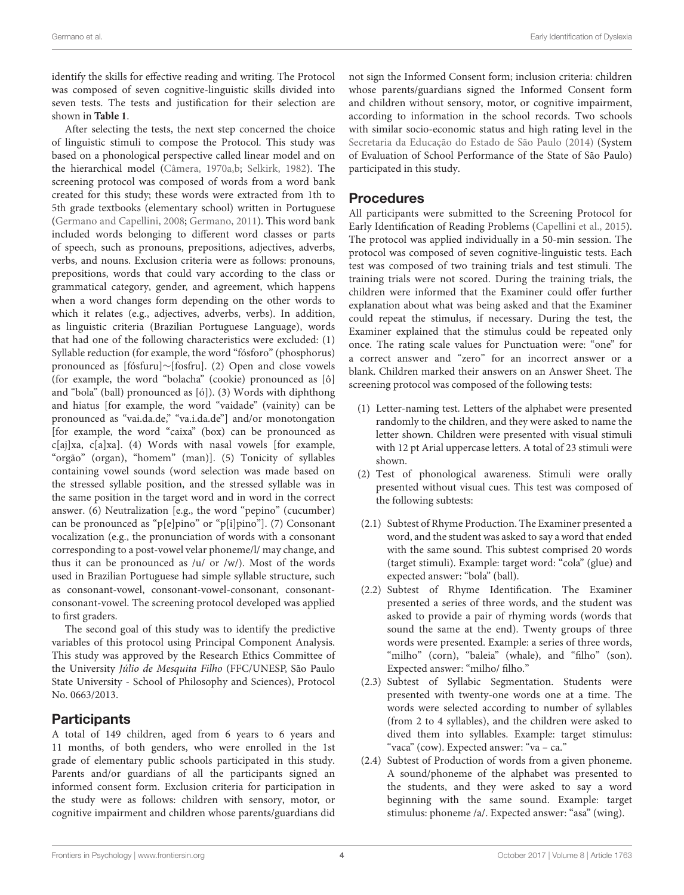identify the skills for effective reading and writing. The Protocol was composed of seven cognitive-linguistic skills divided into seven tests. The tests and justification for their selection are shown in **Table 1**.

After selecting the tests, the next step concerned the choice of linguistic stimuli to compose the Protocol. This study was based on a phonological perspective called linear model and on the hierarchical model (Câmera, 1970a,b; Selkirk, 1982). The screening protocol was composed of words from a word bank created for this study; these words were extracted from 1th to 5th grade textbooks (elementary school) written in Portuguese (Germano and Capellini, 2008; Germano, 2011). This word bank included words belonging to different word classes or parts of speech, such as pronouns, prepositions, adjectives, adverbs, verbs, and nouns. Exclusion criteria were as follows: pronouns, prepositions, words that could vary according to the class or grammatical category, gender, and agreement, which happens when a word changes form depending on the other words to which it relates (e.g., adjectives, adverbs, verbs). In addition, as linguistic criteria (Brazilian Portuguese Language), words that had one of the following characteristics were excluded: (1) Syllable reduction (for example, the word "fósforo" (phosphorus) pronounced as [fósfuru]∼[fosfru]. (2) Open and close vowels (for example, the word "bolacha" (cookie) pronounced as [ô] and "bola" (ball) pronounced as [ó]). (3) Words with diphthong and hiatus [for example, the word "vaidade" (vainity) can be pronounced as "vai.da.de," "va.i.da.de"] and/or monotongation [for example, the word "caixa" (box) can be pronounced as c[aj]xa, c[a]xa]. (4) Words with nasal vowels [for example, "orgão" (organ), "homem" (man)]. (5) Tonicity of syllables containing vowel sounds (word selection was made based on the stressed syllable position, and the stressed syllable was in the same position in the target word and in word in the correct answer. (6) Neutralization [e.g., the word "pepino" (cucumber) can be pronounced as "p[e]pino" or "p[i]pino"]. (7) Consonant vocalization (e.g., the pronunciation of words with a consonant corresponding to a post-vowel velar phoneme/l/ may change, and thus it can be pronounced as /u/ or /w/). Most of the words used in Brazilian Portuguese had simple syllable structure, such as consonant-vowel, consonant-vowel-consonant, consonant-consonant-vowel. The screening protocol developed was applied to first graders.

The second goal of this study was to identify the predictive variables of this protocol using Principal Component Analysis. This study was approved by the Research Ethics Committee of the University *Júlio de Mesquita Filho* (FFC/UNESP, São Paulo State University - School of Philosophy and Sciences), Protocol No. 0663/2013.

## Participants

A total of 149 children, aged from 6 years to 6 years and 11 months, of both genders, who were enrolled in the 1st grade of elementary public schools participated in this study. Parents and/or guardians of all the participants signed an informed consent form. Exclusion criteria for participation in the study were as follows: children with sensory, motor, or cognitive impairment and children whose parents/guardians did not sign the Informed Consent form; inclusion criteria: children whose parents/guardians signed the Informed Consent form and children without sensory, motor, or cognitive impairment, according to information in the school records. Two schools with similar socio-economic status and high rating level in the Secretaria da Educação do Estado de São Paulo (2014) (System of Evaluation of School Performance of the State of São Paulo) participated in this study.

## Procedures

All participants were submitted to the Screening Protocol for Early Identification of Reading Problems (Capellini et al., 2015). The protocol was applied individually in a 50-min session. The protocol was composed of seven cognitive-linguistic tests. Each test was composed of two training trials and test stimuli. The training trials were not scored. During the training trials, the children were informed that the Examiner could offer further explanation about what was being asked and that the Examiner could repeat the stimulus, if necessary. During the test, the Examiner explained that the stimulus could be repeated only once. The rating scale values for Punctuation were: "one" for a correct answer and "zero" for an incorrect answer or a blank. Children marked their answers on an Answer Sheet. The screening protocol was composed of the following tests:

(1) Letter-naming test. Letters of the alphabet were presented randomly to the children, and they were asked to name the letter shown. Children were presented with visual stimuli with 12 pt Arial uppercase letters. A total of 23 stimuli were shown.

(2) Test of phonological awareness. Stimuli were orally presented without visual cues. This test was composed of the following subtests:

(2.1) Subtest of Rhyme Production. The Examiner presented a word, and the student was asked to say a word that ended with the same sound. This subtest comprised 20 words (target stimuli). Example: target word: "cola" (glue) and expected answer: "bola" (ball).

(2.2) Subtest of Rhyme Identification. The Examiner presented a series of three words, and the student was asked to provide a pair of rhyming words (words that sound the same at the end). Twenty groups of three words were presented. Example: a series of three words, "milho" (corn), "baleia" (whale), and "filho" (son). Expected answer: "milho/ filho."

(2.3) Subtest of Syllabic Segmentation. Students were presented with twenty-one words one at a time. The words were selected according to number of syllables (from 2 to 4 syllables), and the children were asked to dived them into syllables. Example: target stimulus: "vaca" (cow). Expected answer: "va – ca."

(2.4) Subtest of Production of words from a given phoneme. A sound/phoneme of the alphabet was presented to the students, and they were asked to say a word beginning with the same sound. Example: target stimulus: phoneme /a/. Expected answer: "asa" (wing).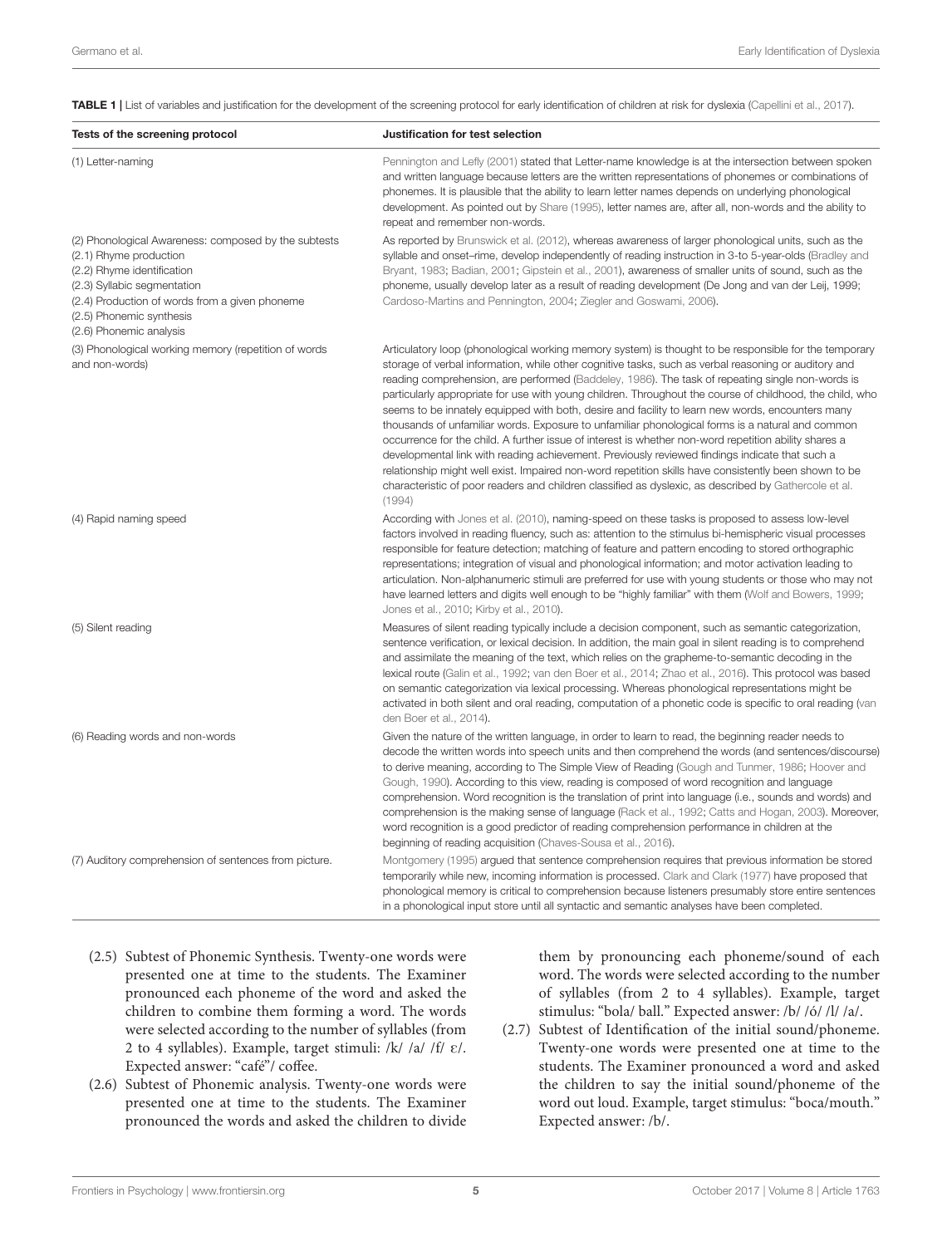**TABLE 1 |** List of variables and justification for the development of the screening protocol for early identification of children at risk for dyslexia (Capellini et al., 2017).

| Tests of the screening protocol | Justification for test selection |
|---|---|
| (1) Letter-naming | Pennington and Lefly (2001) stated that Letter-name knowledge is at the intersection between spoken and written language because letters are the written representations of phonemes or combinations of phonemes. It is plausible that the ability to learn letter names depends on underlying phonological development. As pointed out by Share (1995), letter names are, after all, non-words and the ability to repeat and remember non-words. |
| (2) Phonological Awareness: composed by the subtests (2.1) Rhyme production (2.2) Rhyme identification (2.3) Syllabic segmentation (2.4) Production of words from a given phoneme (2.5) Phonemic synthesis (2.6) Phonemic analysis | As reported by Brunswick et al. (2012), whereas awareness of larger phonological units, such as the syllable and onset–rime, develop independently of reading instruction in 3-to 5-year-olds (Bradley and Bryant, 1983; Badian, 2001; Gipstein et al., 2001), awareness of smaller units of sound, such as the phoneme, usually develop later as a result of reading development (De Jong and van der Leij, 1999; Cardoso-Martins and Pennington, 2004; Ziegler and Goswami, 2006). |
| (3) Phonological working memory (repetition of words and non-words) | Articulatory loop (phonological working memory system) is thought to be responsible for the temporary storage of verbal information, while other cognitive tasks, such as verbal reasoning or auditory and reading comprehension, are performed (Baddeley, 1986). The task of repeating single non-words is particularly appropriate for use with young children. Throughout the course of childhood, the child, who seems to be innately equipped with both, desire and facility to learn new words, encounters many thousands of unfamiliar words. Exposure to unfamiliar phonological forms is a natural and common occurrence for the child. A further issue of interest is whether non-word repetition ability shares a developmental link with reading achievement. Previously reviewed findings indicate that such a relationship might well exist. Impaired non-word repetition skills have consistently been shown to be characteristic of poor readers and children classified as dyslexic, as described by Gathercole et al. (1994) |
| (4) Rapid naming speed | According with Jones et al. (2010), naming-speed on these tasks is proposed to assess low-level factors involved in reading fluency, such as: attention to the stimulus bi-hemispheric visual processes responsible for feature detection; matching of feature and pattern encoding to stored orthographic representations; integration of visual and phonological information; and motor activation leading to articulation. Non-alphanumeric stimuli are preferred for use with young students or those who may not have learned letters and digits well enough to be "highly familiar" with them (Wolf and Bowers, 1999; Jones et al., 2010; Kirby et al., 2010). |
| (5) Silent reading | Measures of silent reading typically include a decision component, such as semantic categorization, sentence verification, or lexical decision. In addition, the main goal in silent reading is to comprehend and assimilate the meaning of the text, which relies on the grapheme-to-semantic decoding in the lexical route (Galin et al., 1992; van den Boer et al., 2014; Zhao et al., 2016). This protocol was based on semantic categorization via lexical processing. Whereas phonological representations might be activated in both silent and oral reading, computation of a phonetic code is specific to oral reading (van den Boer et al., 2014). |
| (6) Reading words and non-words | Given the nature of the written language, in order to learn to read, the beginning reader needs to decode the written words into speech units and then comprehend the words (and sentences/discourse) to derive meaning, according to The Simple View of Reading (Gough and Tunmer, 1986; Hoover and Gough, 1990). According to this view, reading is composed of word recognition and language comprehension. Word recognition is the translation of print into language (i.e., sounds and words) and comprehension is the making sense of language (Rack et al., 1992; Catts and Hogan, 2003). Moreover, word recognition is a good predictor of reading comprehension performance in children at the beginning of reading acquisition (Chaves-Sousa et al., 2016). |
| (7) Auditory comprehension of sentences from picture. | Montgomery (1995) argued that sentence comprehension requires that previous information be stored temporarily while new, incoming information is processed. Clark and Clark (1977) have proposed that phonological memory is critical to comprehension because listeners presumably store entire sentences in a phonological input store until all syntactic and semantic analyses have been completed. |

(2.5) Subtest of Phonemic Synthesis. Twenty-one words were presented one at time to the students. The Examiner pronounced each phoneme of the word and asked the children to combine them forming a word. The words were selected according to the number of syllables (from 2 to 4 syllables). Example, target stimuli: /k/ /a/ /f/ /ɛ/. Expected answer: "café"/ coffee.

(2.6) Subtest of Phonemic analysis. Twenty-one words were presented one at time to the students. The Examiner pronounced the words and asked the children to divide them by pronouncing each phoneme/sound of each word. The words were selected according to the number of syllables (from 2 to 4 syllables). Example, target stimulus: "bola/ ball." Expected answer: /b/ /ó/ /l/ /a/.

(2.7) Subtest of Identification of the initial sound/phoneme. Twenty-one words were presented one at time to the students. The Examiner pronounced a word and asked the children to say the initial sound/phoneme of the word out loud. Example, target stimulus: "boca/mouth." Expected answer: /b/.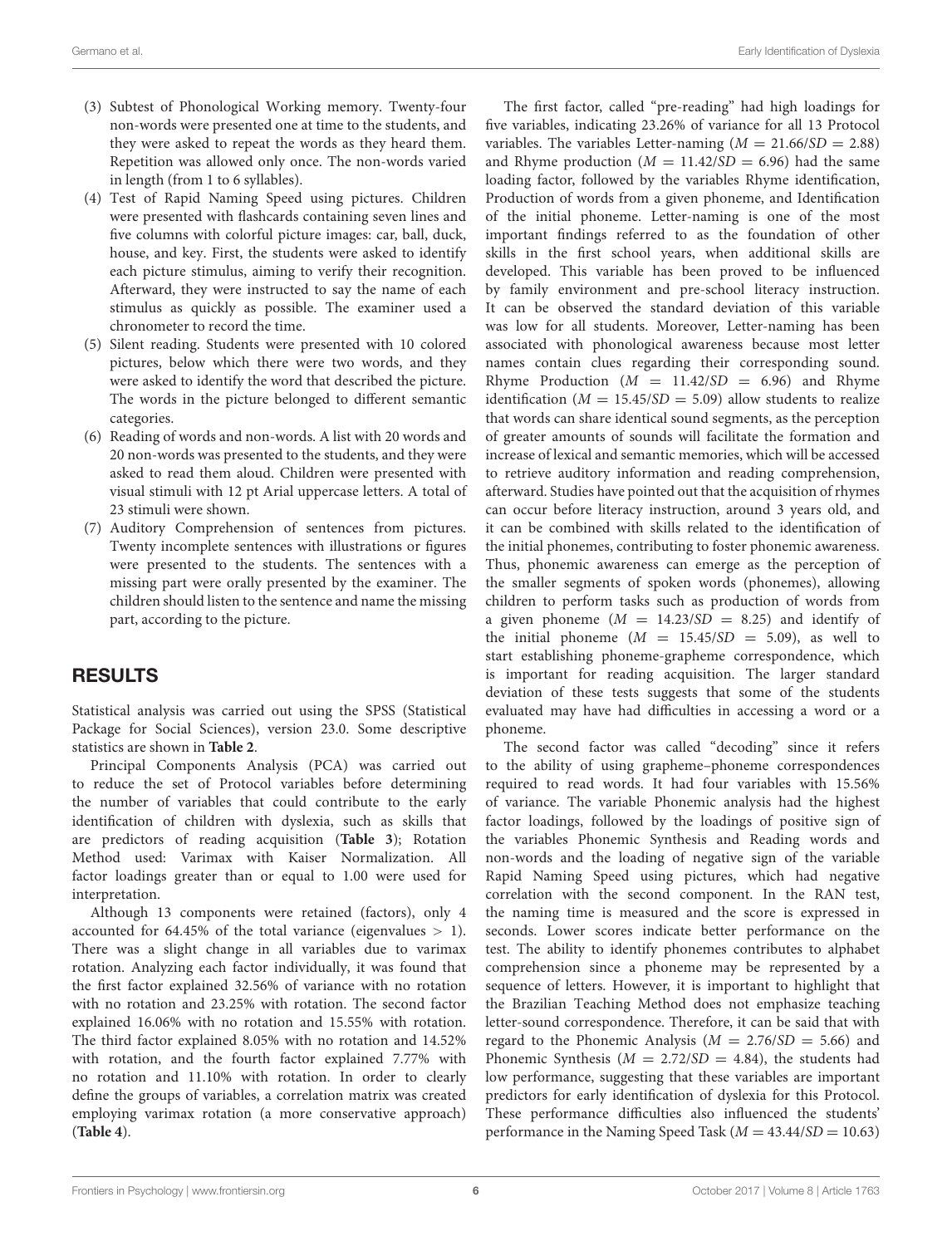(3) Subtest of Phonological Working memory. Twenty-four non-words were presented one at time to the students, and they were asked to repeat the words as they heard them. Repetition was allowed only once. The non-words varied in length (from 1 to 6 syllables).

(4) Test of Rapid Naming Speed using pictures. Children were presented with flashcards containing seven lines and five columns with colorful picture images: car, ball, duck, house, and key. First, the students were asked to identify each picture stimulus, aiming to verify their recognition. Afterward, they were instructed to say the name of each stimulus as quickly as possible. The examiner used a chronometer to record the time.

(5) Silent reading. Students were presented with 10 colored pictures, below which there were two words, and they were asked to identify the word that described the picture. The words in the picture belonged to different semantic categories.

(6) Reading of words and non-words. A list with 20 words and 20 non-words was presented to the students, and they were asked to read them aloud. Children were presented with visual stimuli with 12 pt Arial uppercase letters. A total of 23 stimuli were shown.

(7) Auditory Comprehension of sentences from pictures. Twenty incomplete sentences with illustrations or figures were presented to the students. The sentences with a missing part were orally presented by the examiner. The children should listen to the sentence and name the missing part, according to the picture.

## RESULTS

Statistical analysis was carried out using the SPSS (Statistical Package for Social Sciences), version 23.0. Some descriptive statistics are shown in **Table 2**.

Principal Components Analysis (PCA) was carried out to reduce the set of Protocol variables before determining the number of variables that could contribute to the early identification of children with dyslexia, such as skills that are predictors of reading acquisition (**Table 3**); Rotation Method used: Varimax with Kaiser Normalization. All factor loadings greater than or equal to 1.00 were used for interpretation.

Although 13 components were retained (factors), only 4 accounted for 64.45% of the total variance (eigenvalues > 1). There was a slight change in all variables due to varimax rotation. Analyzing each factor individually, it was found that the first factor explained 32.56% of variance with no rotation with no rotation and 23.25% with rotation. The second factor explained 16.06% with no rotation and 15.55% with rotation. The third factor explained 8.05% with no rotation and 14.52% with rotation, and the fourth factor explained 7.77% with no rotation and 11.10% with rotation. In order to clearly define the groups of variables, a correlation matrix was created employing varimax rotation (a more conservative approach) (**Table 4**).

The first factor, called "pre-reading" had high loadings for five variables, indicating 23.26% of variance for all 13 Protocol variables. The variables Letter-naming ($M = 21.66/SD = 2.88$) and Rhyme production ($M = 11.42/SD = 6.96$) had the same loading factor, followed by the variables Rhyme identification, Production of words from a given phoneme, and Identification of the initial phoneme. Letter-naming is one of the most important findings referred to as the foundation of other skills in the first school years, when additional skills are developed. This variable has been proved to be influenced by family environment and pre-school literacy instruction. It can be observed the standard deviation of this variable was low for all students. Moreover, Letter-naming has been associated with phonological awareness because most letter names contain clues regarding their corresponding sound. Rhyme Production ($M = 11.42/SD = 6.96$) and Rhyme identification ($M = 15.45/SD = 5.09$) allow students to realize that words can share identical sound segments, as the perception of greater amounts of sounds will facilitate the formation and increase of lexical and semantic memories, which will be accessed to retrieve auditory information and reading comprehension, afterward. Studies have pointed out that the acquisition of rhymes can occur before literacy instruction, around 3 years old, and it can be combined with skills related to the identification of the initial phonemes, contributing to foster phonemic awareness. Thus, phonemic awareness can emerge as the perception of the smaller segments of spoken words (phonemes), allowing children to perform tasks such as production of words from a given phoneme ($M = 14.23/SD = 8.25$) and identify of the initial phoneme ($M = 15.45/SD = 5.09$), as well to start establishing phoneme-grapheme correspondence, which is important for reading acquisition. The larger standard deviation of these tests suggests that some of the students evaluated may have had difficulties in accessing a word or a phoneme.

The second factor was called "decoding" since it refers to the ability of using grapheme–phoneme correspondences required to read words. It had four variables with 15.56% of variance. The variable Phonemic analysis had the highest factor loadings, followed by the loadings of positive sign of the variables Phonemic Synthesis and Reading words and non-words and the loading of negative sign of the variable Rapid Naming Speed using pictures, which had negative correlation with the second component. In the RAN test, the naming time is measured and the score is expressed in seconds. Lower scores indicate better performance on the test. The ability to identify phonemes contributes to alphabet comprehension since a phoneme may be represented by a sequence of letters. However, it is important to highlight that the Brazilian Teaching Method does not emphasize teaching letter-sound correspondence. Therefore, it can be said that with regard to the Phonemic Analysis ($M = 2.76/SD = 5.66$) and Phonemic Synthesis ($M = 2.72/SD = 4.84$), the students had low performance, suggesting that these variables are important predictors for early identification of dyslexia for this Protocol. These performance difficulties also influenced the students' performance in the Naming Speed Task ($M = 43.44/SD = 10.63$)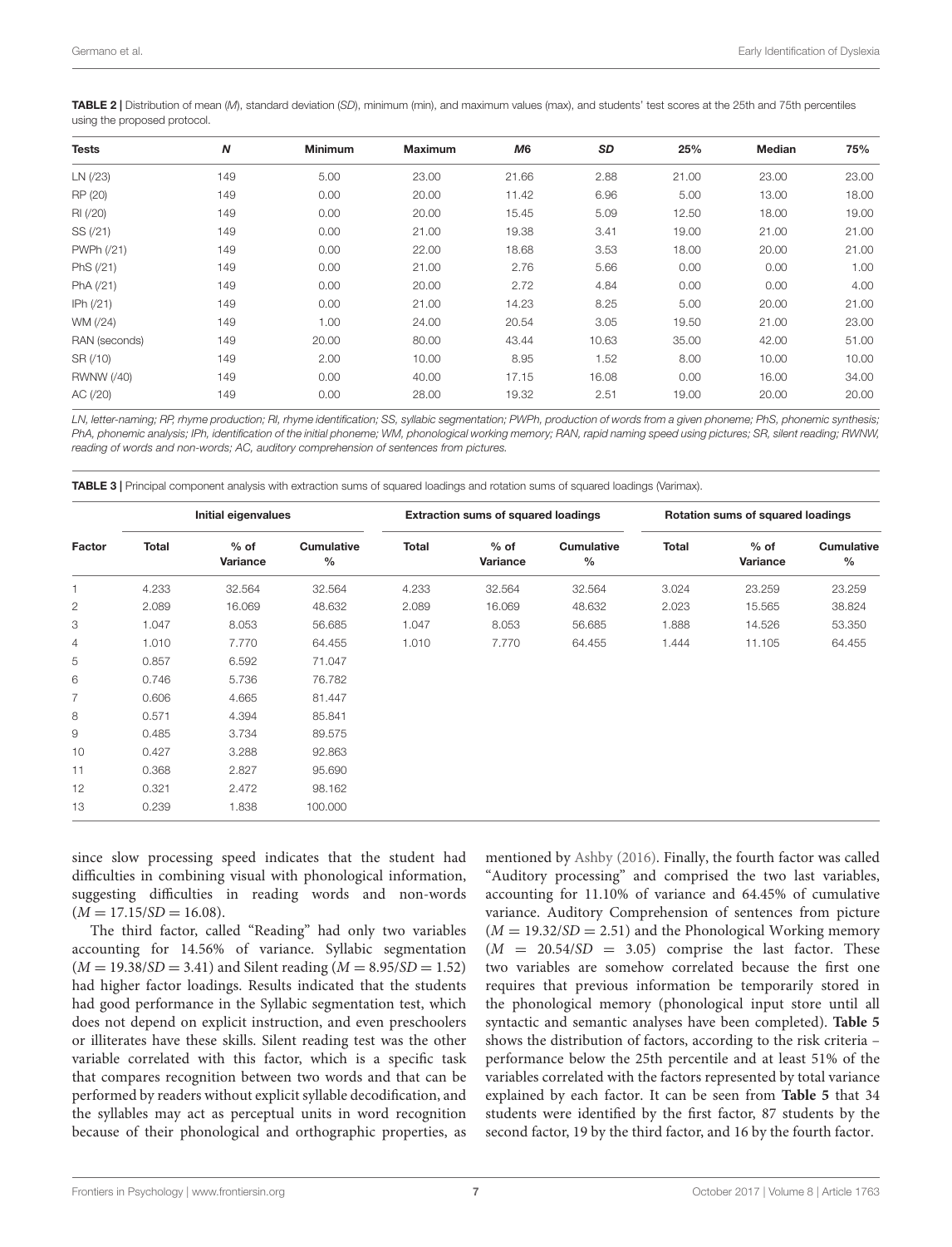**TABLE 2 |** Distribution of mean (*M*), standard deviation (*SD*), minimum (min), and maximum values (max), and students' test scores at the 25th and 75th percentiles using the proposed protocol.

| Tests | *N* | Minimum | Maximum | *M6* | *SD* | 25% | Median | 75% |
|---|---|---|---|---|---|---|---|---|
| LN (/23) | 149 | 5.00 | 23.00 | 21.66 | 2.88 | 21.00 | 23.00 | 23.00 |
| RP (20) | 149 | 0.00 | 20.00 | 11.42 | 6.96 | 5.00 | 13.00 | 18.00 |
| RI (/20) | 149 | 0.00 | 20.00 | 15.45 | 5.09 | 12.50 | 18.00 | 19.00 |
| SS (/21) | 149 | 0.00 | 21.00 | 19.38 | 3.41 | 19.00 | 21.00 | 21.00 |
| PWPh (/21) | 149 | 0.00 | 22.00 | 18.68 | 3.53 | 18.00 | 20.00 | 21.00 |
| PhS (/21) | 149 | 0.00 | 21.00 | 2.76 | 5.66 | 0.00 | 0.00 | 1.00 |
| PhA (/21) | 149 | 0.00 | 20.00 | 2.72 | 4.84 | 0.00 | 0.00 | 4.00 |
| IPh (/21) | 149 | 0.00 | 21.00 | 14.23 | 8.25 | 5.00 | 20.00 | 21.00 |
| WM (/24) | 149 | 1.00 | 24.00 | 20.54 | 3.05 | 19.50 | 21.00 | 23.00 |
| RAN (seconds) | 149 | 20.00 | 80.00 | 43.44 | 10.63 | 35.00 | 42.00 | 51.00 |
| SR (/10) | 149 | 2.00 | 10.00 | 8.95 | 1.52 | 8.00 | 10.00 | 10.00 |
| RWNW (/40) | 149 | 0.00 | 40.00 | 17.15 | 16.08 | 0.00 | 16.00 | 34.00 |
| AC (/20) | 149 | 0.00 | 28.00 | 19.32 | 2.51 | 19.00 | 20.00 | 20.00 |

*LN, letter-naming; RP, rhyme production; RI, rhyme identification; SS, syllabic segmentation; PWPh, production of words from a given phoneme; PhS, phonemic synthesis; PhA, phonemic analysis; IPh, identification of the initial phoneme; WM, phonological working memory; RAN, rapid naming speed using pictures; SR, silent reading; RWNW, reading of words and non-words; AC, auditory comprehension of sentences from pictures.*

**TABLE 3 |** Principal component analysis with extraction sums of squared loadings and rotation sums of squared loadings (Varimax).

| Factor | Initial eigenvalues | | | Extraction sums of squared loadings | | | Rotation sums of squared loadings | | |
|---|---|---|---|---|---|---|---|---|---|
| | Total | % of Variance | Cumulative % | Total | % of Variance | Cumulative % | Total | % of Variance | Cumulative % |
| 1 | 4.233 | 32.564 | 32.564 | 4.233 | 32.564 | 32.564 | 3.024 | 23.259 | 23.259 |
| 2 | 2.089 | 16.069 | 48.632 | 2.089 | 16.069 | 48.632 | 2.023 | 15.565 | 38.824 |
| 3 | 1.047 | 8.053 | 56.685 | 1.047 | 8.053 | 56.685 | 1.888 | 14.526 | 53.350 |
| 4 | 1.010 | 7.770 | 64.455 | 1.010 | 7.770 | 64.455 | 1.444 | 11.105 | 64.455 |
| 5 | 0.857 | 6.592 | 71.047 | | | | | | |
| 6 | 0.746 | 5.736 | 76.782 | | | | | | |
| 7 | 0.606 | 4.665 | 81.447 | | | | | | |
| 8 | 0.571 | 4.394 | 85.841 | | | | | | |
| 9 | 0.485 | 3.734 | 89.575 | | | | | | |
| 10 | 0.427 | 3.288 | 92.863 | | | | | | |
| 11 | 0.368 | 2.827 | 95.690 | | | | | | |
| 12 | 0.321 | 2.472 | 98.162 | | | | | | |
| 13 | 0.239 | 1.838 | 100.000 | | | | | | |

since slow processing speed indicates that the student had difficulties in combining visual with phonological information, suggesting difficulties in reading words and non-words ($M = 17.15/SD = 16.08$).

The third factor, called "Reading" had only two variables accounting for 14.56% of variance. Syllabic segmentation ($M = 19.38/SD = 3.41$) and Silent reading ($M = 8.95/SD = 1.52$) had higher factor loadings. Results indicated that the students had good performance in the Syllabic segmentation test, which does not depend on explicit instruction, and even preschoolers or illiterates have these skills. Silent reading test was the other variable correlated with this factor, which is a specific task that compares recognition between two words and that can be performed by readers without explicit syllable decodification, and the syllables may act as perceptual units in word recognition because of their phonological and orthographic properties, as mentioned by Ashby (2016). Finally, the fourth factor was called "Auditory processing" and comprised the two last variables, accounting for 11.10% of variance and 64.45% of cumulative variance. Auditory Comprehension of sentences from picture ($M = 19.32/SD = 2.51$) and the Phonological Working memory ($M = 20.54/SD = 3.05$) comprise the last factor. These two variables are somehow correlated because the first one requires that previous information be temporarily stored in the phonological memory (phonological input store until all syntactic and semantic analyses have been completed). **Table 5** shows the distribution of factors, according to the risk criteria – performance below the 25th percentile and at least 51% of the variables correlated with the factors represented by total variance explained by each factor. It can be seen from **Table 5** that 34 students were identified by the first factor, 87 students by the second factor, 19 by the third factor, and 16 by the fourth factor.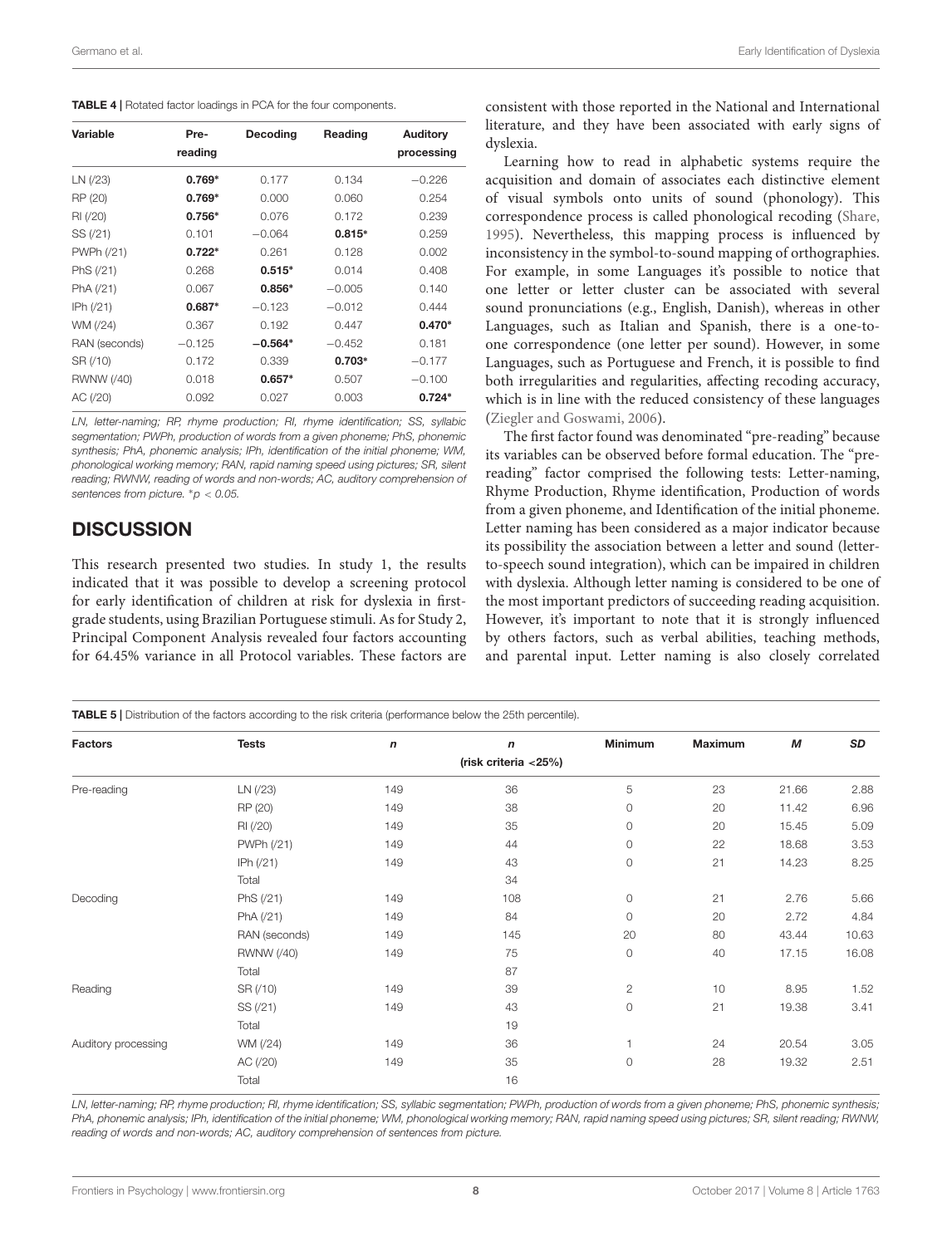**TABLE 4 |** Rotated factor loadings in PCA for the four components.

| Variable | Pre-reading | Decoding | Reading | Auditory processing |
|---|---|---|---|---|
| LN (/23) | **0.769*** | 0.177 | 0.134 | −0.226 |
| RP (20) | **0.769*** | 0.000 | 0.060 | 0.254 |
| RI (/20) | **0.756*** | 0.076 | 0.172 | 0.239 |
| SS (/21) | 0.101 | −0.064 | **0.815*** | 0.259 |
| PWPh (/21) | **0.722*** | 0.261 | 0.128 | 0.002 |
| PhS (/21) | 0.268 | **0.515*** | 0.014 | 0.408 |
| PhA (/21) | 0.067 | **0.856*** | −0.005 | 0.140 |
| IPh (/21) | **0.687*** | −0.123 | −0.012 | 0.444 |
| WM (/24) | 0.367 | 0.192 | 0.447 | **0.470*** |
| RAN (seconds) | −0.125 | **−0.564*** | −0.452 | 0.181 |
| SR (/10) | 0.172 | 0.339 | **0.703*** | −0.177 |
| RWNW (/40) | 0.018 | **0.657*** | 0.507 | −0.100 |
| AC (/20) | 0.092 | 0.027 | 0.003 | **0.724*** |

*LN, letter-naming; RP, rhyme production; RI, rhyme identification; SS, syllabic segmentation; PWPh, production of words from a given phoneme; PhS, phonemic synthesis; PhA, phonemic analysis; IPh, identification of the initial phoneme; WM, phonological working memory; RAN, rapid naming speed using pictures; SR, silent reading; RWNW, reading of words and non-words; AC, auditory comprehension of sentences from picture. *$p < 0.05$.*

## DISCUSSION

This research presented two studies. In study 1, the results indicated that it was possible to develop a screening protocol for early identification of children at risk for dyslexia in first-grade students, using Brazilian Portuguese stimuli. As for Study 2, Principal Component Analysis revealed four factors accounting for 64.45% variance in all Protocol variables. These factors are consistent with those reported in the National and International literature, and they have been associated with early signs of dyslexia.

Learning how to read in alphabetic systems require the acquisition and domain of associates each distinctive element of visual symbols onto units of sound (phonology). This correspondence process is called phonological recoding (Share, 1995). Nevertheless, this mapping process is influenced by inconsistency in the symbol-to-sound mapping of orthographies. For example, in some Languages it's possible to notice that one letter or letter cluster can be associated with several sound pronunciations (e.g., English, Danish), whereas in other Languages, such as Italian and Spanish, there is a one-to-one correspondence (one letter per sound). However, in some Languages, such as Portuguese and French, it is possible to find both irregularities and regularities, affecting recoding accuracy, which is in line with the reduced consistency of these languages (Ziegler and Goswami, 2006).

The first factor found was denominated "pre-reading" because its variables can be observed before formal education. The "pre-reading" factor comprised the following tests: Letter-naming, Rhyme Production, Rhyme identification, Production of words from a given phoneme, and Identification of the initial phoneme. Letter naming has been considered as a major indicator because its possibility the association between a letter and sound (letter-to-speech sound integration), which can be impaired in children with dyslexia. Although letter naming is considered to be one of the most important predictors of succeeding reading acquisition. However, it's important to note that it is strongly influenced by others factors, such as verbal abilities, teaching methods, and parental input. Letter naming is also closely correlated

**TABLE 5 |** Distribution of the factors according to the risk criteria (performance below the 25th percentile).

| Factors | Tests | *n* | *n* (risk criteria <25%) | Minimum | Maximum | *M* | *SD* |
|---|---|---|---|---|---|---|---|
| Pre-reading | LN (/23) | 149 | 36 | 5 | 23 | 21.66 | 2.88 |
| | RP (20) | 149 | 38 | 0 | 20 | 11.42 | 6.96 |
| | RI (/20) | 149 | 35 | 0 | 20 | 15.45 | 5.09 |
| | PWPh (/21) | 149 | 44 | 0 | 22 | 18.68 | 3.53 |
| | IPh (/21) | 149 | 43 | 0 | 21 | 14.23 | 8.25 |
| | Total | | 34 | | | | |
| Decoding | PhS (/21) | 149 | 108 | 0 | 21 | 2.76 | 5.66 |
| | PhA (/21) | 149 | 84 | 0 | 20 | 2.72 | 4.84 |
| | RAN (seconds) | 149 | 145 | 20 | 80 | 43.44 | 10.63 |
| | RWNW (/40) | 149 | 75 | 0 | 40 | 17.15 | 16.08 |
| | Total | | 87 | | | | |
| Reading | SR (/10) | 149 | 39 | 2 | 10 | 8.95 | 1.52 |
| | SS (/21) | 149 | 43 | 0 | 21 | 19.38 | 3.41 |
| | Total | | 19 | | | | |
| Auditory processing | WM (/24) | 149 | 36 | 1 | 24 | 20.54 | 3.05 |
| | AC (/20) | 149 | 35 | 0 | 28 | 19.32 | 2.51 |
| | Total | | 16 | | | | |

*LN, letter-naming; RP, rhyme production; RI, rhyme identification; SS, syllabic segmentation; PWPh, production of words from a given phoneme; PhS, phonemic synthesis; PhA, phonemic analysis; IPh, identification of the initial phoneme; WM, phonological working memory; RAN, rapid naming speed using pictures; SR, silent reading; RWNW, reading of words and non-words; AC, auditory comprehension of sentences from picture.*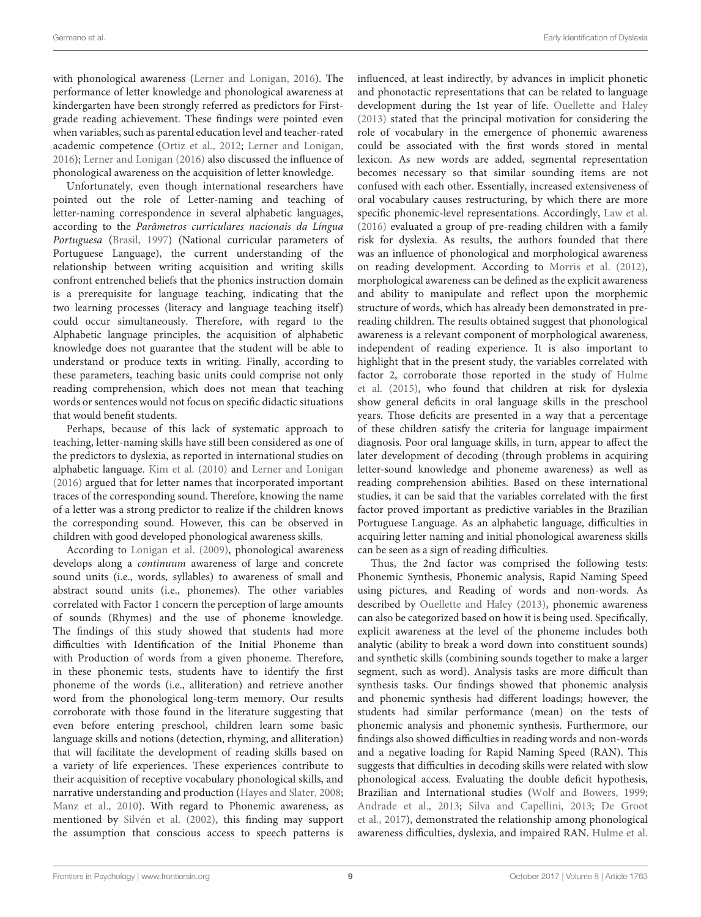with phonological awareness (Lerner and Lonigan, 2016). The performance of letter knowledge and phonological awareness at kindergarten have been strongly referred as predictors for First-grade reading achievement. These findings were pointed even when variables, such as parental education level and teacher-rated academic competence (Ortiz et al., 2012; Lerner and Lonigan, 2016); Lerner and Lonigan (2016) also discussed the influence of phonological awareness on the acquisition of letter knowledge.

Unfortunately, even though international researchers have pointed out the role of Letter-naming and teaching of letter-naming correspondence in several alphabetic languages, according to the *Parâmetros curriculares nacionais da Língua Portuguesa* (Brasil, 1997) (National curricular parameters of Portuguese Language), the current understanding of the relationship between writing acquisition and writing skills confront entrenched beliefs that the phonics instruction domain is a prerequisite for language teaching, indicating that the two learning processes (literacy and language teaching itself) could occur simultaneously. Therefore, with regard to the Alphabetic language principles, the acquisition of alphabetic knowledge does not guarantee that the student will be able to understand or produce texts in writing. Finally, according to these parameters, teaching basic units could comprise not only reading comprehension, which does not mean that teaching words or sentences would not focus on specific didactic situations that would benefit students.

Perhaps, because of this lack of systematic approach to teaching, letter-naming skills have still been considered as one of the predictors to dyslexia, as reported in international studies on alphabetic language. Kim et al. (2010) and Lerner and Lonigan (2016) argued that for letter names that incorporated important traces of the corresponding sound. Therefore, knowing the name of a letter was a strong predictor to realize if the children knows the corresponding sound. However, this can be observed in children with good developed phonological awareness skills.

According to Lonigan et al. (2009), phonological awareness develops along a *continuum* awareness of large and concrete sound units (i.e., words, syllables) to awareness of small and abstract sound units (i.e., phonemes). The other variables correlated with Factor 1 concern the perception of large amounts of sounds (Rhymes) and the use of phoneme knowledge. The findings of this study showed that students had more difficulties with Identification of the Initial Phoneme than with Production of words from a given phoneme. Therefore, in these phonemic tests, students have to identify the first phoneme of the words (i.e., alliteration) and retrieve another word from the phonological long-term memory. Our results corroborate with those found in the literature suggesting that even before entering preschool, children learn some basic language skills and notions (detection, rhyming, and alliteration) that will facilitate the development of reading skills based on a variety of life experiences. These experiences contribute to their acquisition of receptive vocabulary phonological skills, and narrative understanding and production (Hayes and Slater, 2008; Manz et al., 2010). With regard to Phonemic awareness, as mentioned by Silvén et al. (2002), this finding may support the assumption that conscious access to speech patterns is influenced, at least indirectly, by advances in implicit phonetic and phonotactic representations that can be related to language development during the 1st year of life. Ouellette and Haley (2013) stated that the principal motivation for considering the role of vocabulary in the emergence of phonemic awareness could be associated with the first words stored in mental lexicon. As new words are added, segmental representation becomes necessary so that similar sounding items are not confused with each other. Essentially, increased extensiveness of oral vocabulary causes restructuring, by which there are more specific phonemic-level representations. Accordingly, Law et al. (2016) evaluated a group of pre-reading children with a family risk for dyslexia. As results, the authors founded that there was an influence of phonological and morphological awareness on reading development. According to Morris et al. (2012), morphological awareness can be defined as the explicit awareness and ability to manipulate and reflect upon the morphemic structure of words, which has already been demonstrated in pre-reading children. The results obtained suggest that phonological awareness is a relevant component of morphological awareness, independent of reading experience. It is also important to highlight that in the present study, the variables correlated with factor 2, corroborate those reported in the study of Hulme et al. (2015), who found that children at risk for dyslexia show general deficits in oral language skills in the preschool years. Those deficits are presented in a way that a percentage of these children satisfy the criteria for language impairment diagnosis. Poor oral language skills, in turn, appear to affect the later development of decoding (through problems in acquiring letter-sound knowledge and phoneme awareness) as well as reading comprehension abilities. Based on these international studies, it can be said that the variables correlated with the first factor proved important as predictive variables in the Brazilian Portuguese Language. As an alphabetic language, difficulties in acquiring letter naming and initial phonological awareness skills can be seen as a sign of reading difficulties.

Thus, the 2nd factor was comprised the following tests: Phonemic Synthesis, Phonemic analysis, Rapid Naming Speed using pictures, and Reading of words and non-words. As described by Ouellette and Haley (2013), phonemic awareness can also be categorized based on how it is being used. Specifically, explicit awareness at the level of the phoneme includes both analytic (ability to break a word down into constituent sounds) and synthetic skills (combining sounds together to make a larger segment, such as word). Analysis tasks are more difficult than synthesis tasks. Our findings showed that phonemic analysis and phonemic synthesis had different loadings; however, the students had similar performance (mean) on the tests of phonemic analysis and phonemic synthesis. Furthermore, our findings also showed difficulties in reading words and non-words and a negative loading for Rapid Naming Speed (RAN). This suggests that difficulties in decoding skills were related with slow phonological access. Evaluating the double deficit hypothesis, Brazilian and International studies (Wolf and Bowers, 1999; Andrade et al., 2013; Silva and Capellini, 2013; De Groot et al., 2017), demonstrated the relationship among phonological awareness difficulties, dyslexia, and impaired RAN. Hulme et al.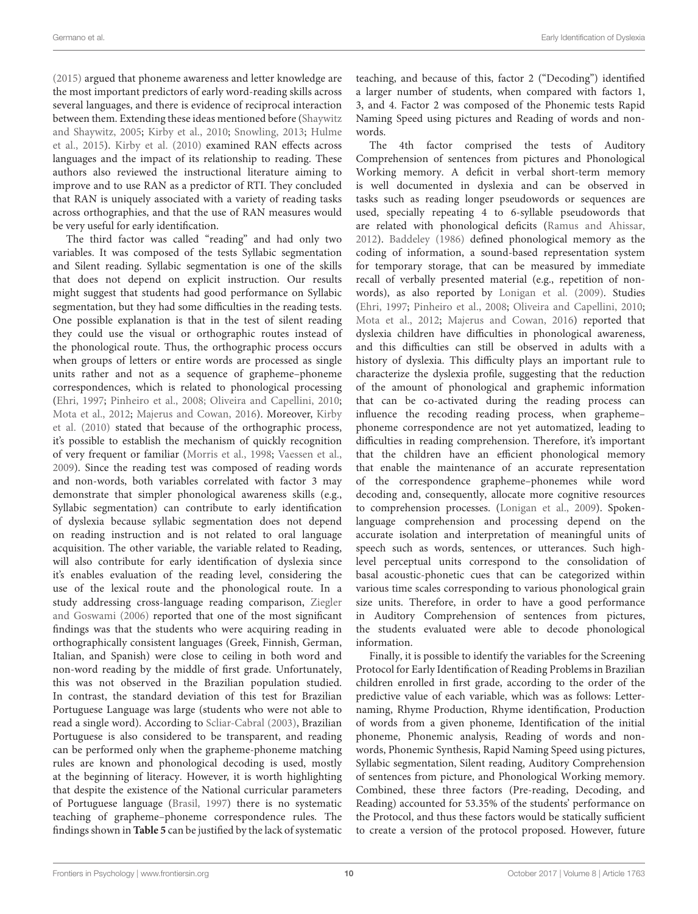(2015) argued that phoneme awareness and letter knowledge are the most important predictors of early word-reading skills across several languages, and there is evidence of reciprocal interaction between them. Extending these ideas mentioned before (Shaywitz and Shaywitz, 2005; Kirby et al., 2010; Snowling, 2013; Hulme et al., 2015). Kirby et al. (2010) examined RAN effects across languages and the impact of its relationship to reading. These authors also reviewed the instructional literature aiming to improve and to use RAN as a predictor of RTI. They concluded that RAN is uniquely associated with a variety of reading tasks across orthographies, and that the use of RAN measures would be very useful for early identification.

The third factor was called "reading" and had only two variables. It was composed of the tests Syllabic segmentation and Silent reading. Syllabic segmentation is one of the skills that does not depend on explicit instruction. Our results might suggest that students had good performance on Syllabic segmentation, but they had some difficulties in the reading tests. One possible explanation is that in the test of silent reading they could use the visual or orthographic routes instead of the phonological route. Thus, the orthographic process occurs when groups of letters or entire words are processed as single units rather and not as a sequence of grapheme–phoneme correspondences, which is related to phonological processing (Ehri, 1997; Pinheiro et al., 2008; Oliveira and Capellini, 2010; Mota et al., 2012; Majerus and Cowan, 2016). Moreover, Kirby et al. (2010) stated that because of the orthographic process, it's possible to establish the mechanism of quickly recognition of very frequent or familiar (Morris et al., 1998; Vaessen et al., 2009). Since the reading test was composed of reading words and non-words, both variables correlated with factor 3 may demonstrate that simpler phonological awareness skills (e.g., Syllabic segmentation) can contribute to early identification of dyslexia because syllabic segmentation does not depend on reading instruction and is not related to oral language acquisition. The other variable, the variable related to Reading, will also contribute for early identification of dyslexia since it's enables evaluation of the reading level, considering the use of the lexical route and the phonological route. In a study addressing cross-language reading comparison, Ziegler and Goswami (2006) reported that one of the most significant findings was that the students who were acquiring reading in orthographically consistent languages (Greek, Finnish, German, Italian, and Spanish) were close to ceiling in both word and non-word reading by the middle of first grade. Unfortunately, this was not observed in the Brazilian population studied. In contrast, the standard deviation of this test for Brazilian Portuguese Language was large (students who were not able to read a single word). According to Scliar-Cabral (2003), Brazilian Portuguese is also considered to be transparent, and reading can be performed only when the grapheme-phoneme matching rules are known and phonological decoding is used, mostly at the beginning of literacy. However, it is worth highlighting that despite the existence of the National curricular parameters of Portuguese language (Brasil, 1997) there is no systematic teaching of grapheme–phoneme correspondence rules. The findings shown in **Table 5** can be justified by the lack of systematic teaching, and because of this, factor 2 ("Decoding") identified a larger number of students, when compared with factors 1, 3, and 4. Factor 2 was composed of the Phonemic tests Rapid Naming Speed using pictures and Reading of words and non-words.

The 4th factor comprised the tests of Auditory Comprehension of sentences from pictures and Phonological Working memory. A deficit in verbal short-term memory is well documented in dyslexia and can be observed in tasks such as reading longer pseudowords or sequences are used, specially repeating 4 to 6-syllable pseudowords that are related with phonological deficits (Ramus and Ahissar, 2012). Baddeley (1986) defined phonological memory as the coding of information, a sound-based representation system for temporary storage, that can be measured by immediate recall of verbally presented material (e.g., repetition of non-words), as also reported by Lonigan et al. (2009). Studies (Ehri, 1997; Pinheiro et al., 2008; Oliveira and Capellini, 2010; Mota et al., 2012; Majerus and Cowan, 2016) reported that dyslexia children have difficulties in phonological awareness, and this difficulties can still be observed in adults with a history of dyslexia. This difficulty plays an important rule to characterize the dyslexia profile, suggesting that the reduction of the amount of phonological and graphemic information that can be co-activated during the reading process can influence the recoding reading process, when grapheme–phoneme correspondence are not yet automatized, leading to difficulties in reading comprehension. Therefore, it's important that the children have an efficient phonological memory that enable the maintenance of an accurate representation of the correspondence grapheme–phonemes while word decoding and, consequently, allocate more cognitive resources to comprehension processes. (Lonigan et al., 2009). Spoken-language comprehension and processing depend on the accurate isolation and interpretation of meaningful units of speech such as words, sentences, or utterances. Such high-level perceptual units correspond to the consolidation of basal acoustic-phonetic cues that can be categorized within various time scales corresponding to various phonological grain size units. Therefore, in order to have a good performance in Auditory Comprehension of sentences from pictures, the students evaluated were able to decode phonological information.

Finally, it is possible to identify the variables for the Screening Protocol for Early Identification of Reading Problems in Brazilian children enrolled in first grade, according to the order of the predictive value of each variable, which was as follows: Letter-naming, Rhyme Production, Rhyme identification, Production of words from a given phoneme, Identification of the initial phoneme, Phonemic analysis, Reading of words and non-words, Phonemic Synthesis, Rapid Naming Speed using pictures, Syllabic segmentation, Silent reading, Auditory Comprehension of sentences from picture, and Phonological Working memory. Combined, these three factors (Pre-reading, Decoding, and Reading) accounted for 53.35% of the students' performance on the Protocol, and thus these factors would be statically sufficient to create a version of the protocol proposed. However, future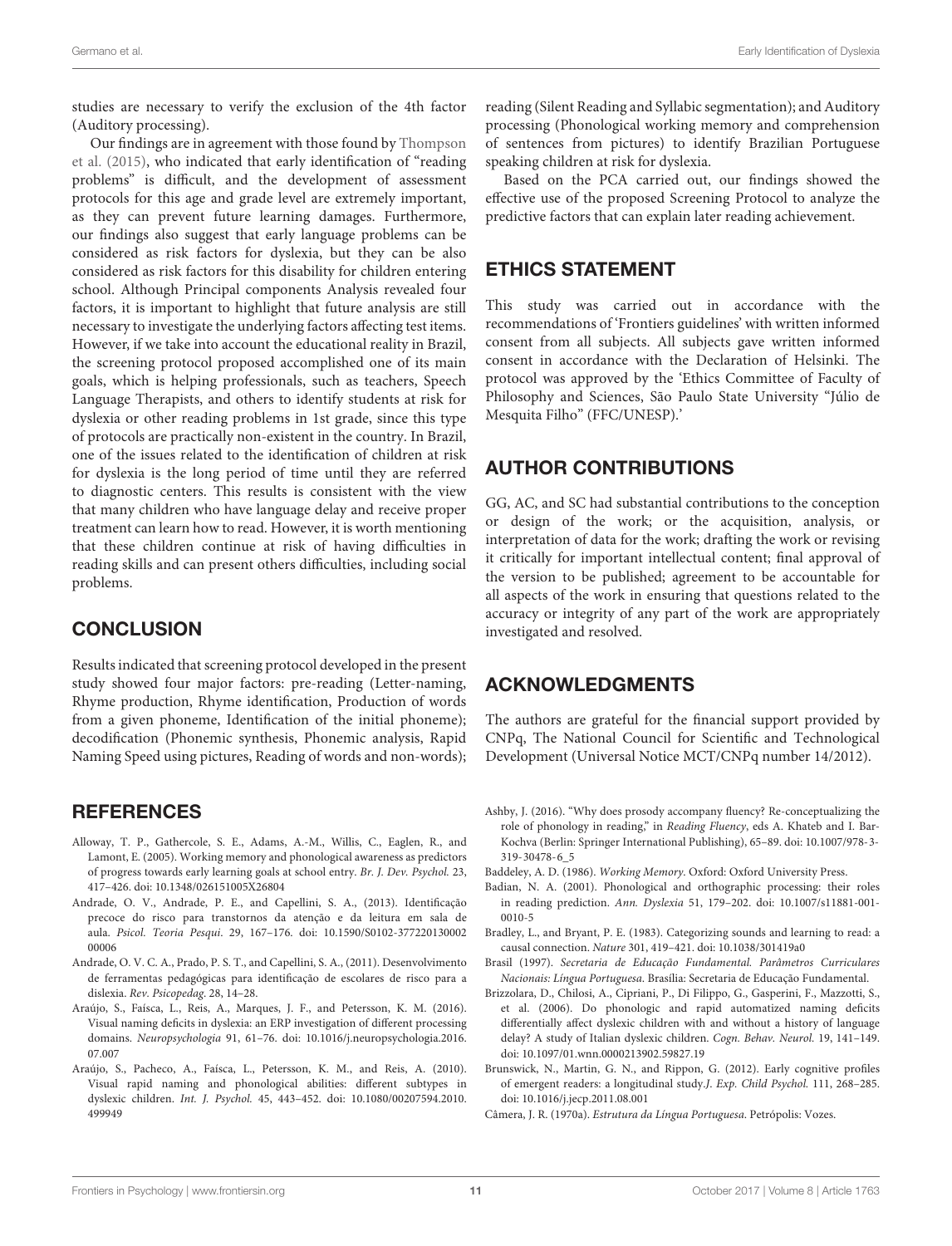studies are necessary to verify the exclusion of the 4th factor (Auditory processing).

Our findings are in agreement with those found by Thompson et al. (2015), who indicated that early identification of "reading problems" is difficult, and the development of assessment protocols for this age and grade level are extremely important, as they can prevent future learning damages. Furthermore, our findings also suggest that early language problems can be considered as risk factors for dyslexia, but they can be also considered as risk factors for this disability for children entering school. Although Principal components Analysis revealed four factors, it is important to highlight that future analysis are still necessary to investigate the underlying factors affecting test items. However, if we take into account the educational reality in Brazil, the screening protocol proposed accomplished one of its main goals, which is helping professionals, such as teachers, Speech Language Therapists, and others to identify students at risk for dyslexia or other reading problems in 1st grade, since this type of protocols are practically non-existent in the country. In Brazil, one of the issues related to the identification of children at risk for dyslexia is the long period of time until they are referred to diagnostic centers. This results is consistent with the view that many children who have language delay and receive proper treatment can learn how to read. However, it is worth mentioning that these children continue at risk of having difficulties in reading skills and can present others difficulties, including social problems.

## CONCLUSION

Results indicated that screening protocol developed in the present study showed four major factors: pre-reading (Letter-naming, Rhyme production, Rhyme identification, Production of words from a given phoneme, Identification of the initial phoneme); decodification (Phonemic synthesis, Phonemic analysis, Rapid Naming Speed using pictures, Reading of words and non-words); reading (Silent Reading and Syllabic segmentation); and Auditory processing (Phonological working memory and comprehension of sentences from pictures) to identify Brazilian Portuguese speaking children at risk for dyslexia.

Based on the PCA carried out, our findings showed the effective use of the proposed Screening Protocol to analyze the predictive factors that can explain later reading achievement.

## ETHICS STATEMENT

This study was carried out in accordance with the recommendations of 'Frontiers guidelines' with written informed consent from all subjects. All subjects gave written informed consent in accordance with the Declaration of Helsinki. The protocol was approved by the 'Ethics Committee of Faculty of Philosophy and Sciences, São Paulo State University "Júlio de Mesquita Filho" (FFC/UNESP).'

## AUTHOR CONTRIBUTIONS

GG, AC, and SC had substantial contributions to the conception or design of the work; or the acquisition, analysis, or interpretation of data for the work; drafting the work or revising it critically for important intellectual content; final approval of the version to be published; agreement to be accountable for all aspects of the work in ensuring that questions related to the accuracy or integrity of any part of the work are appropriately investigated and resolved.

## ACKNOWLEDGMENTS

The authors are grateful for the financial support provided by CNPq, The National Council for Scientific and Technological Development (Universal Notice MCT/CNPq number 14/2012).

## REFERENCES

Alloway, T. P., Gathercole, S. E., Adams, A.-M., Willis, C., Eaglen, R., and Lamont, E. (2005). Working memory and phonological awareness as predictors of progress towards early learning goals at school entry. *Br. J. Dev. Psychol.* 23, 417–426. doi: 10.1348/026151005X26804

Andrade, O. V., Andrade, P. E., and Capellini, S. A., (2013). Identificação precoce do risco para transtornos da atenção e da leitura em sala de aula. *Psicol. Teoria Pesqui*. 29, 167–176. doi: 10.1590/S0102-37722013000200006

Andrade, O. V. C. A., Prado, P. S. T., and Capellini, S. A., (2011). Desenvolvimento de ferramentas pedagógicas para identificação de escolares de risco para a dislexia. *Rev. Psicopedag.* 28, 14–28.

Araújo, S., Faísca, L., Reis, A., Marques, J. F., and Petersson, K. M. (2016). Visual naming deficits in dyslexia: an ERP investigation of different processing domains. *Neuropsychologia* 91, 61–76. doi: 10.1016/j.neuropsychologia.2016.07.007

Araújo, S., Pacheco, A., Faísca, L., Petersson, K. M., and Reis, A. (2010). Visual rapid naming and phonological abilities: different subtypes in dyslexic children. *Int. J. Psychol.* 45, 443–452. doi: 10.1080/00207594.2010.499949

Ashby, J. (2016). "Why does prosody accompany fluency? Re-conceptualizing the role of phonology in reading," in *Reading Fluency*, eds A. Khateb and I. Bar-Kochva (Berlin: Springer International Publishing), 65–89. doi: 10.1007/978-3-319-30478-6_5

Baddeley, A. D. (1986). *Working Memory*. Oxford: Oxford University Press.

Badian, N. A. (2001). Phonological and orthographic processing: their roles in reading prediction. *Ann. Dyslexia* 51, 179–202. doi: 10.1007/s11881-001-0010-5

Bradley, L., and Bryant, P. E. (1983). Categorizing sounds and learning to read: a causal connection. *Nature* 301, 419–421. doi: 10.1038/301419a0

Brasil (1997). *Secretaria de Educação Fundamental. Parâmetros Curriculares Nacionais: Língua Portuguesa*. Brasília: Secretaria de Educação Fundamental.

Brizzolara, D., Chilosi, A., Cipriani, P., Di Filippo, G., Gasperini, F., Mazzotti, S., et al. (2006). Do phonologic and rapid automatized naming deficits differentially affect dyslexic children with and without a history of language delay? A study of Italian dyslexic children. *Cogn. Behav. Neurol.* 19, 141–149. doi: 10.1097/01.wnn.0000213902.59827.19

Brunswick, N., Martin, G. N., and Rippon, G. (2012). Early cognitive profiles of emergent readers: a longitudinal study.*J. Exp. Child Psychol.* 111, 268–285. doi: 10.1016/j.jecp.2011.08.001

Câmera, J. R. (1970a). *Estrutura da Língua Portuguesa*. Petrópolis: Vozes.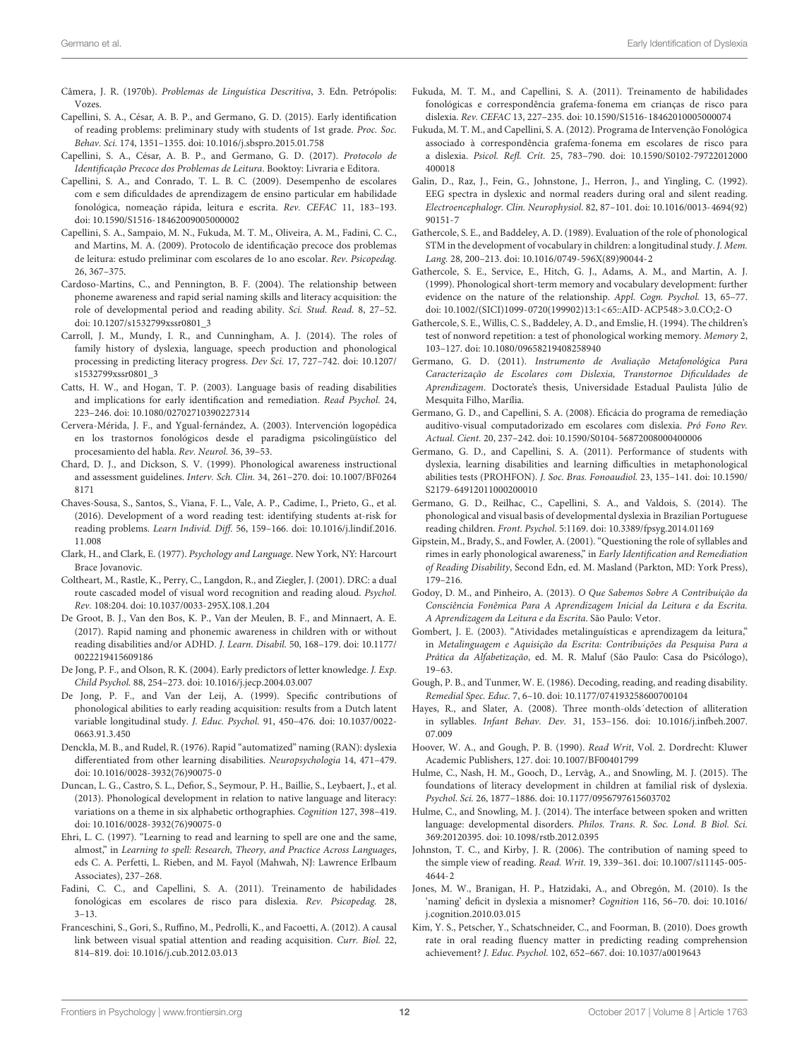Câmera, J. R. (1970b). *Problemas de Linguística Descritiva*, 3. Edn. Petrópolis: Vozes.

Capellini, S. A., César, A. B. P., and Germano, G. D. (2015). Early identification of reading problems: preliminary study with students of 1st grade. *Proc. Soc. Behav. Sci.* 174, 1351–1355. doi: 10.1016/j.sbspro.2015.01.758

Capellini, S. A., César, A. B. P., and Germano, G. D. (2017). *Protocolo de Identificação Precoce dos Problemas de Leitura*. Booktoy: Livraria e Editora.

Capellini, S. A., and Conrado, T. L. B. C. (2009). Desempenho de escolares com e sem dificuldades de aprendizagem de ensino particular em habilidade fonológica, nomeação rápida, leitura e escrita. *Rev. CEFAC* 11, 183–193. doi: 10.1590/S1516-18462009005000002

Capellini, S. A., Sampaio, M. N., Fukuda, M. T. M., Oliveira, A. M., Fadini, C. C., and Martins, M. A. (2009). Protocolo de identificação precoce dos problemas de leitura: estudo preliminar com escolares de 1o ano escolar. *Rev. Psicopedag.* 26, 367–375.

Cardoso-Martins, C., and Pennington, B. F. (2004). The relationship between phoneme awareness and rapid serial naming skills and literacy acquisition: the role of developmental period and reading ability. *Sci. Stud. Read.* 8, 27–52. doi: 10.1207/s1532799xssr0801_3

Carroll, J. M., Mundy, I. R., and Cunningham, A. J. (2014). The roles of family history of dyslexia, language, speech production and phonological processing in predicting literacy progress. *Dev Sci.* 17, 727–742. doi: 10.1207/s1532799xssr0801_3

Catts, H. W., and Hogan, T. P. (2003). Language basis of reading disabilities and implications for early identification and remediation. *Read Psychol.* 24, 223–246. doi: 10.1080/02702710390227314

Cervera-Mérida, J. F., and Ygual-fernández, A. (2003). Intervención logopédica en los trastornos fonológicos desde el paradigma psicolingüístico del procesamiento del habla. *Rev. Neurol.* 36, 39–53.

Chard, D. J., and Dickson, S. V. (1999). Phonological awareness instructional and assessment guidelines. *Interv. Sch. Clin.* 34, 261–270. doi: 10.1007/BF02648171

Chaves-Sousa, S., Santos, S., Viana, F. L., Vale, A. P., Cadime, I., Prieto, G., et al. (2016). Development of a word reading test: identifying students at-risk for reading problems. *Learn Individ. Diff.* 56, 159–166. doi: 10.1016/j.lindif.2016.11.008

Clark, H., and Clark, E. (1977). *Psychology and Language*. New York, NY: Harcourt Brace Jovanovic.

Coltheart, M., Rastle, K., Perry, C., Langdon, R., and Ziegler, J. (2001). DRC: a dual route cascaded model of visual word recognition and reading aloud. *Psychol. Rev.* 108:204. doi: 10.1037/0033-295X.108.1.204

De Groot, B. J., Van den Bos, K. P., Van der Meulen, B. F., and Minnaert, A. E. (2017). Rapid naming and phonemic awareness in children with or without reading disabilities and/or ADHD. *J. Learn. Disabil.* 50, 168–179. doi: 10.1177/0022219415609186

De Jong, P. F., and Olson, R. K. (2004). Early predictors of letter knowledge. *J. Exp. Child Psychol.* 88, 254–273. doi: 10.1016/j.jecp.2004.03.007

De Jong, P. F., and Van der Leij, A. (1999). Specific contributions of phonological abilities to early reading acquisition: results from a Dutch latent variable longitudinal study. *J. Educ. Psychol.* 91, 450–476. doi: 10.1037/0022-0663.91.3.450

Denckla, M. B., and Rudel, R. (1976). Rapid "automatized" naming (RAN): dyslexia differentiated from other learning disabilities. *Neuropsychologia* 14, 471–479. doi: 10.1016/0028-3932(76)90075-0

Duncan, L. G., Castro, S. L., Defior, S., Seymour, P. H., Baillie, S., Leybaert, J., et al. (2013). Phonological development in relation to native language and literacy: variations on a theme in six alphabetic orthographies. *Cognition* 127, 398–419. doi: 10.1016/0028-3932(76)90075-0

Ehri, L. C. (1997). "Learning to read and learning to spell are one and the same, almost," in *Learning to spell: Research, Theory, and Practice Across Languages*, eds C. A. Perfetti, L. Rieben, and M. Fayol (Mahwah, NJ: Lawrence Erlbaum Associates), 237–268.

Fadini, C. C., and Capellini, S. A. (2011). Treinamento de habilidades fonológicas em escolares de risco para dislexia. *Rev. Psicopedag.* 28, 3–13.

Franceschini, S., Gori, S., Ruffino, M., Pedrolli, K., and Facoetti, A. (2012). A causal link between visual spatial attention and reading acquisition. *Curr. Biol.* 22, 814–819. doi: 10.1016/j.cub.2012.03.013

Fukuda, M. T. M., and Capellini, S. A. (2011). Treinamento de habilidades fonológicas e correspondência grafema-fonema em crianças de risco para dislexia. *Rev. CEFAC* 13, 227–235. doi: 10.1590/S1516-18462010005000074

Fukuda, M. T. M., and Capellini, S. A. (2012). Programa de Intervenção Fonológica associado à correspondência grafema-fonema em escolares de risco para a dislexia. *Psicol. Refl. Crít.* 25, 783–790. doi: 10.1590/S0102-79722012000400018

Galin, D., Raz, J., Fein, G., Johnstone, J., Herron, J., and Yingling, C. (1992). EEG spectra in dyslexic and normal readers during oral and silent reading. *Electroencephalogr. Clin. Neurophysiol.* 82, 87–101. doi: 10.1016/0013-4694(92)90151-7

Gathercole, S. E., and Baddeley, A. D. (1989). Evaluation of the role of phonological STM in the development of vocabulary in children: a longitudinal study. *J. Mem. Lang.* 28, 200–213. doi: 10.1016/0749-596X(89)90044-2

Gathercole, S. E., Service, E., Hitch, G. J., Adams, A. M., and Martin, A. J. (1999). Phonological short-term memory and vocabulary development: further evidence on the nature of the relationship. *Appl. Cogn. Psychol.* 13, 65–77. doi: 10.1002/(SICI)1099-0720(199902)13:1<65::AID-ACP548>3.0.CO;2-O

Gathercole, S. E., Willis, C. S., Baddeley, A. D., and Emslie, H. (1994). The children's test of nonword repetition: a test of phonological working memory. *Memory* 2, 103–127. doi: 10.1080/09658219408258940

Germano, G. D. (2011). *Instrumento de Avaliação Metafonológica Para Caracterização de Escolares com Dislexia, Transtornoe Dificuldades de Aprendizagem*. Doctorate's thesis, Universidade Estadual Paulista Júlio de Mesquita Filho, Marília.

Germano, G. D., and Capellini, S. A. (2008). Eficácia do programa de remediação auditivo-visual computadorizado em escolares com dislexia. *Pró Fono Rev. Actual. Cient.* 20, 237–242. doi: 10.1590/S0104-56872008000400006

Germano, G. D., and Capellini, S. A. (2011). Performance of students with dyslexia, learning disabilities and learning difficulties in metaphonological abilities tests (PROHFON). *J. Soc. Bras. Fonoaudiol.* 23, 135–141. doi: 10.1590/S2179-64912011000200010

Germano, G. D., Reilhac, C., Capellini, S. A., and Valdois, S. (2014). The phonological and visual basis of developmental dyslexia in Brazilian Portuguese reading children. *Front. Psychol.* 5:1169. doi: 10.3389/fpsyg.2014.01169

Gipstein, M., Brady, S., and Fowler, A. (2001). "Questioning the role of syllables and rimes in early phonological awareness," in *Early Identification and Remediation of Reading Disability*, Second Edn, ed. M. Masland (Parkton, MD: York Press), 179–216.

Godoy, D. M., and Pinheiro, A. (2013). *O Que Sabemos Sobre A Contribuição da Consciência Fonêmica Para A Aprendizagem Inicial da Leitura e da Escrita. A Aprendizagem da Leitura e da Escrita.* São Paulo: Vetor.

Gombert, J. E. (2003). "Atividades metalinguísticas e aprendizagem da leitura," in *Metalinguagem e Aquisição da Escrita: Contribuições da Pesquisa Para a Prática da Alfabetização*, ed. M. R. Maluf (São Paulo: Casa do Psicólogo), 19–63.

Gough, P. B., and Tunmer, W. E. (1986). Decoding, reading, and reading disability. *Remedial Spec. Educ.* 7, 6–10. doi: 10.1177/074193258600700104

Hayes, R., and Slater, A. (2008). Three month-olds´detection of alliteration in syllables. *Infant Behav. Dev.* 31, 153–156. doi: 10.1016/j.infbeh.2007.07.009

Hoover, W. A., and Gough, P. B. (1990). *Read Writ*, Vol. 2. Dordrecht: Kluwer Academic Publishers, 127. doi: 10.1007/BF00401799

Hulme, C., Nash, H. M., Gooch, D., Lervåg, A., and Snowling, M. J. (2015). The foundations of literacy development in children at familial risk of dyslexia. *Psychol. Sci.* 26, 1877–1886. doi: 10.1177/0956797615603702

Hulme, C., and Snowling, M. J. (2014). The interface between spoken and written language: developmental disorders. *Philos. Trans. R. Soc. Lond. B Biol. Sci.* 369:20120395. doi: 10.1098/rstb.2012.0395

Johnston, T. C., and Kirby, J. R. (2006). The contribution of naming speed to the simple view of reading. *Read. Writ.* 19, 339–361. doi: 10.1007/s11145-005-4644-2

Jones, M. W., Branigan, H. P., Hatzidaki, A., and Obregón, M. (2010). Is the 'naming' deficit in dyslexia a misnomer? *Cognition* 116, 56–70. doi: 10.1016/j.cognition.2010.03.015

Kim, Y. S., Petscher, Y., Schatschneider, C., and Foorman, B. (2010). Does growth rate in oral reading fluency matter in predicting reading comprehension achievement? *J. Educ. Psychol.* 102, 652–667. doi: 10.1037/a0019643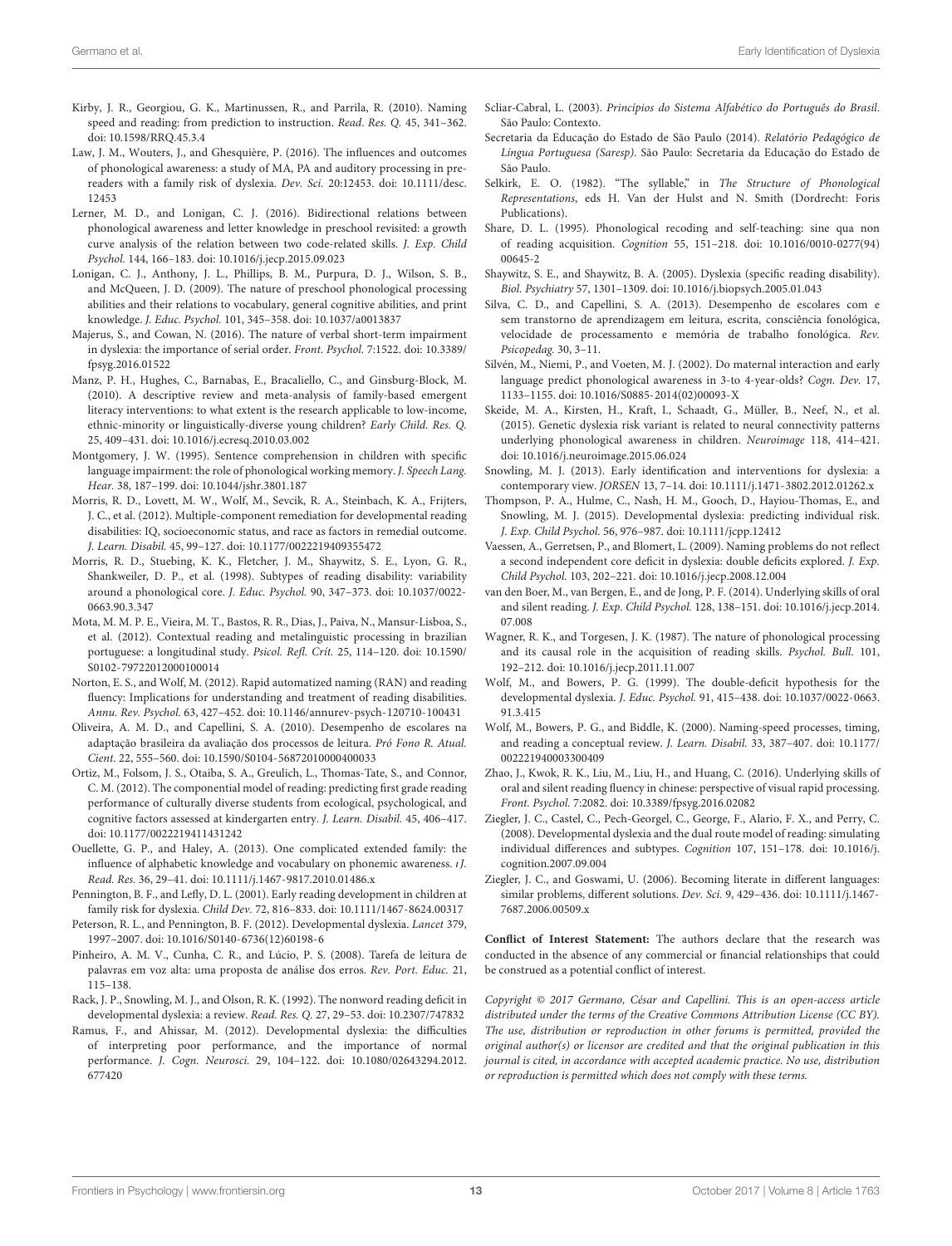Kirby, J. R., Georgiou, G. K., Martinussen, R., and Parrila, R. (2010). Naming speed and reading: from prediction to instruction. *Read. Res. Q.* 45, 341–362. doi: 10.1598/RRQ.45.3.4

Law, J. M., Wouters, J., and Ghesquière, P. (2016). The influences and outcomes of phonological awareness: a study of MA, PA and auditory processing in pre-readers with a family risk of dyslexia. *Dev. Sci.* 20:12453. doi: 10.1111/desc.12453

Lerner, M. D., and Lonigan, C. J. (2016). Bidirectional relations between phonological awareness and letter knowledge in preschool revisited: a growth curve analysis of the relation between two code-related skills. *J. Exp. Child Psychol.* 144, 166–183. doi: 10.1016/j.jecp.2015.09.023

Lonigan, C. J., Anthony, J. L., Phillips, B. M., Purpura, D. J., Wilson, S. B., and McQueen, J. D. (2009). The nature of preschool phonological processing abilities and their relations to vocabulary, general cognitive abilities, and print knowledge. *J. Educ. Psychol.* 101, 345–358. doi: 10.1037/a0013837

Majerus, S., and Cowan, N. (2016). The nature of verbal short-term impairment in dyslexia: the importance of serial order. *Front. Psychol.* 7:1522. doi: 10.3389/fpsyg.2016.01522

Manz, P. H., Hughes, C., Barnabas, E., Bracaliello, C., and Ginsburg-Block, M. (2010). A descriptive review and meta-analysis of family-based emergent literacy interventions: to what extent is the research applicable to low-income, ethnic-minority or linguistically-diverse young children? *Early Child. Res. Q.* 25, 409–431. doi: 10.1016/j.ecresq.2010.03.002

Montgomery, J. W. (1995). Sentence comprehension in children with specific language impairment: the role of phonological working memory. *J. Speech Lang. Hear.* 38, 187–199. doi: 10.1044/jshr.3801.187

Morris, R. D., Lovett, M. W., Wolf, M., Sevcik, R. A., Steinbach, K. A., Frijters, J. C., et al. (2012). Multiple-component remediation for developmental reading disabilities: IQ, socioeconomic status, and race as factors in remedial outcome. *J. Learn. Disabil.* 45, 99–127. doi: 10.1177/0022219409355472

Morris, R. D., Stuebing, K. K., Fletcher, J. M., Shaywitz, S. E., Lyon, G. R., Shankweiler, D. P., et al. (1998). Subtypes of reading disability: variability around a phonological core. *J. Educ. Psychol.* 90, 347–373. doi: 10.1037/0022-0663.90.3.347

Mota, M. M. P. E., Vieira, M. T., Bastos, R. R., Dias, J., Paiva, N., Mansur-Lisboa, S., et al. (2012). Contextual reading and metalinguistic processing in brazilian portuguese: a longitudinal study. *Psicol. Refl. Crít.* 25, 114–120. doi: 10.1590/S0102-79722012000100014

Norton, E. S., and Wolf, M. (2012). Rapid automatized naming (RAN) and reading fluency: Implications for understanding and treatment of reading disabilities. *Annu. Rev. Psychol.* 63, 427–452. doi: 10.1146/annurev-psych-120710-100431

Oliveira, A. M. D., and Capellini, S. A. (2010). Desempenho de escolares na adaptação brasileira da avaliação dos processos de leitura. *Pró Fono R. Atual. Cient.* 22, 555–560. doi: 10.1590/S0104-56872010000400033

Ortiz, M., Folsom, J. S., Otaiba, S. A., Greulich, L., Thomas-Tate, S., and Connor, C. M. (2012). The componential model of reading: predicting first grade reading performance of culturally diverse students from ecological, psychological, and cognitive factors assessed at kindergarten entry. *J. Learn. Disabil.* 45, 406–417. doi: 10.1177/0022219411431242

Ouellette, G. P., and Haley, A. (2013). One complicated extended family: the influence of alphabetic knowledge and vocabulary on phonemic awareness. *tJ. Read. Res.* 36, 29–41. doi: 10.1111/j.1467-9817.2010.01486.x

Pennington, B. F., and Lefly, D. L. (2001). Early reading development in children at family risk for dyslexia. *Child Dev.* 72, 816–833. doi: 10.1111/1467-8624.00317

Peterson, R. L., and Pennington, B. F. (2012). Developmental dyslexia. *Lancet* 379, 1997–2007. doi: 10.1016/S0140-6736(12)60198-6

Pinheiro, A. M. V., Cunha, C. R., and Lúcio, P. S. (2008). Tarefa de leitura de palavras em voz alta: uma proposta de análise dos erros. *Rev. Port. Educ.* 21, 115–138.

Rack, J. P., Snowling, M. J., and Olson, R. K. (1992). The nonword reading deficit in developmental dyslexia: a review. *Read. Res. Q.* 27, 29–53. doi: 10.2307/747832

Ramus, F., and Ahissar, M. (2012). Developmental dyslexia: the difficulties of interpreting poor performance, and the importance of normal performance. *J. Cogn. Neurosci.* 29, 104–122. doi: 10.1080/02643294.2012.677420

Scliar-Cabral, L. (2003). *Princípios do Sistema Alfabético do Português do Brasil*. São Paulo: Contexto.

Secretaria da Educação do Estado de São Paulo (2014). *Relatório Pedagógico de Língua Portuguesa (Saresp)*. São Paulo: Secretaria da Educação do Estado de São Paulo.

Selkirk, E. O. (1982). "The syllable," in *The Structure of Phonological Representations*, eds H. Van der Hulst and N. Smith (Dordrecht: Foris Publications).

Share, D. L. (1995). Phonological recoding and self-teaching: sine qua non of reading acquisition. *Cognition* 55, 151–218. doi: 10.1016/0010-0277(94)00645-2

Shaywitz, S. E., and Shaywitz, B. A. (2005). Dyslexia (specific reading disability). *Biol. Psychiatry* 57, 1301–1309. doi: 10.1016/j.biopsych.2005.01.043

Silva, C. D., and Capellini, S. A. (2013). Desempenho de escolares com e sem transtorno de aprendizagem em leitura, escrita, consciência fonológica, velocidade de processamento e memória de trabalho fonológica. *Rev. Psicopedag.* 30, 3–11.

Silvén, M., Niemi, P., and Voeten, M. J. (2002). Do maternal interaction and early language predict phonological awareness in 3-to 4-year-olds? *Cogn. Dev.* 17, 1133–1155. doi: 10.1016/S0885-2014(02)00093-X

Skeide, M. A., Kirsten, H., Kraft, I., Schaadt, G., Müller, B., Neef, N., et al. (2015). Genetic dyslexia risk variant is related to neural connectivity patterns underlying phonological awareness in children. *Neuroimage* 118, 414–421. doi: 10.1016/j.neuroimage.2015.06.024

Snowling, M. J. (2013). Early identification and interventions for dyslexia: a contemporary view. *JORSEN* 13, 7–14. doi: 10.1111/j.1471-3802.2012.01262.x

Thompson, P. A., Hulme, C., Nash, H. M., Gooch, D., Hayiou-Thomas, E., and Snowling, M. J. (2015). Developmental dyslexia: predicting individual risk. *J. Exp. Child Psychol.* 56, 976–987. doi: 10.1111/jcpp.12412

Vaessen, A., Gerretsen, P., and Blomert, L. (2009). Naming problems do not reflect a second independent core deficit in dyslexia: double deficits explored. *J. Exp. Child Psychol.* 103, 202–221. doi: 10.1016/j.jecp.2008.12.004

van den Boer, M., van Bergen, E., and de Jong, P. F. (2014). Underlying skills of oral and silent reading. *J. Exp. Child Psychol.* 128, 138–151. doi: 10.1016/j.jecp.2014.07.008

Wagner, R. K., and Torgesen, J. K. (1987). The nature of phonological processing and its causal role in the acquisition of reading skills. *Psychol. Bull.* 101, 192–212. doi: 10.1016/j.jecp.2011.11.007

Wolf, M., and Bowers, P. G. (1999). The double-deficit hypothesis for the developmental dyslexia. *J. Educ. Psychol.* 91, 415–438. doi: 10.1037/0022-0663.91.3.415

Wolf, M., Bowers, P. G., and Biddle, K. (2000). Naming-speed processes, timing, and reading a conceptual review. *J. Learn. Disabil.* 33, 387–407. doi: 10.1177/002221940003300409

Zhao, J., Kwok, R. K., Liu, M., Liu, H., and Huang, C. (2016). Underlying skills of oral and silent reading fluency in chinese: perspective of visual rapid processing. *Front. Psychol.* 7:2082. doi: 10.3389/fpsyg.2016.02082

Ziegler, J. C., Castel, C., Pech-Georgel, C., George, F., Alario, F. X., and Perry, C. (2008). Developmental dyslexia and the dual route model of reading: simulating individual differences and subtypes. *Cognition* 107, 151–178. doi: 10.1016/j.cognition.2007.09.004

Ziegler, J. C., and Goswami, U. (2006). Becoming literate in different languages: similar problems, different solutions. *Dev. Sci.* 9, 429–436. doi: 10.1111/j.1467-7687.2006.00509.x

**Conflict of Interest Statement:** The authors declare that the research was conducted in the absence of any commercial or financial relationships that could be construed as a potential conflict of interest.

*Copyright © 2017 Germano, César and Capellini. This is an open-access article distributed under the terms of the Creative Commons Attribution License (CC BY). The use, distribution or reproduction in other forums is permitted, provided the original author(s) or licensor are credited and that the original publication in this journal is cited, in accordance with accepted academic practice. No use, distribution or reproduction is permitted which does not comply with these terms.*